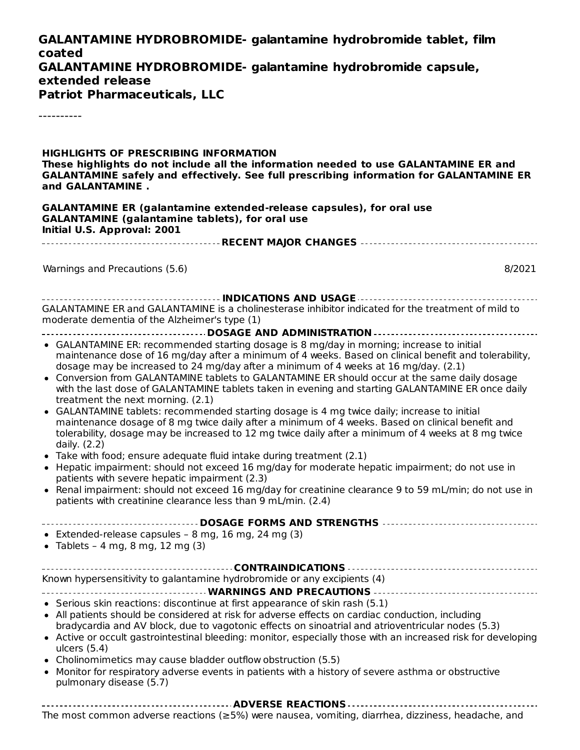**GALANTAMINE HYDROBROMIDE- galantamine hydrobromide tablet, film coated**
**GALANTAMINE HYDROBROMIDE- galantamine hydrobromide capsule, extended release**
**Patriot Pharmaceuticals, LLC**

----------

**HIGHLIGHTS OF PRESCRIBING INFORMATION**
**These highlights do not include all the information needed to use GALANTAMINE ER and GALANTAMINE safely and effectively. See full prescribing information for GALANTAMINE ER and GALANTAMINE .**

**GALANTAMINE ER (galantamine extended-release capsules), for oral use**
**GALANTAMINE (galantamine tablets), for oral use**
**Initial U.S. Approval: 2001**

**RECENT MAJOR CHANGES**

Warnings and Precautions (5.6) 8/2021

**INDICATIONS AND USAGE**

GALANTAMINE ER and GALANTAMINE is a cholinesterase inhibitor indicated for the treatment of mild to moderate dementia of the Alzheimer's type (1)

**DOSAGE AND ADMINISTRATION**

- GALANTAMINE ER: recommended starting dosage is 8 mg/day in morning; increase to initial maintenance dose of 16 mg/day after a minimum of 4 weeks. Based on clinical benefit and tolerability, dosage may be increased to 24 mg/day after a minimum of 4 weeks at 16 mg/day. (2.1)
- Conversion from GALANTAMINE tablets to GALANTAMINE ER should occur at the same daily dosage with the last dose of GALANTAMINE tablets taken in evening and starting GALANTAMINE ER once daily treatment the next morning. (2.1)
- GALANTAMINE tablets: recommended starting dosage is 4 mg twice daily; increase to initial maintenance dosage of 8 mg twice daily after a minimum of 4 weeks. Based on clinical benefit and tolerability, dosage may be increased to 12 mg twice daily after a minimum of 4 weeks at 8 mg twice daily. (2.2)
- Take with food; ensure adequate fluid intake during treatment (2.1)
- Hepatic impairment: should not exceed 16 mg/day for moderate hepatic impairment; do not use in patients with severe hepatic impairment (2.3)
- Renal impairment: should not exceed 16 mg/day for creatinine clearance 9 to 59 mL/min; do not use in patients with creatinine clearance less than 9 mL/min. (2.4)

**DOSAGE FORMS AND STRENGTHS**

- Extended-release capsules – 8 mg, 16 mg, 24 mg (3)
- Tablets – 4 mg, 8 mg, 12 mg (3)

**CONTRAINDICATIONS**

Known hypersensitivity to galantamine hydrobromide or any excipients (4)

**WARNINGS AND PRECAUTIONS**

- Serious skin reactions: discontinue at first appearance of skin rash (5.1)
- All patients should be considered at risk for adverse effects on cardiac conduction, including bradycardia and AV block, due to vagotonic effects on sinoatrial and atrioventricular nodes (5.3)
- Active or occult gastrointestinal bleeding: monitor, especially those with an increased risk for developing ulcers (5.4)
- Cholinomimetics may cause bladder outflow obstruction (5.5)
- Monitor for respiratory adverse events in patients with a history of severe asthma or obstructive pulmonary disease (5.7)

**ADVERSE REACTIONS**

The most common adverse reactions (≥5%) were nausea, vomiting, diarrhea, dizziness, headache, and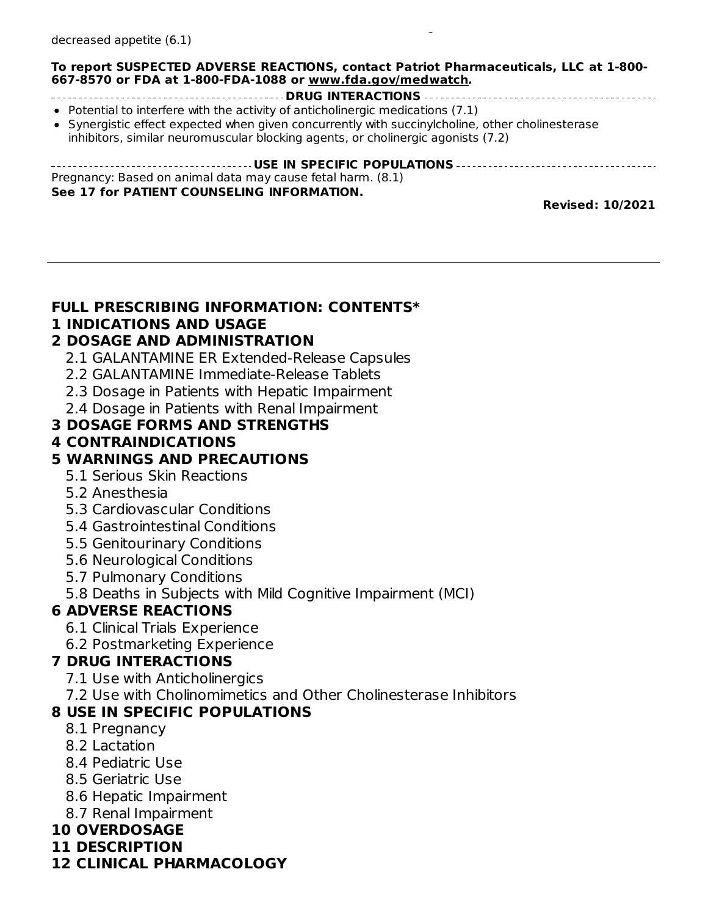decreased appetite (6.1)

**To report SUSPECTED ADVERSE REACTIONS, contact Patriot Pharmaceuticals, LLC at 1-800-667-8570 or FDA at 1-800-FDA-1088 or www.fda.gov/medwatch.**

**DRUG INTERACTIONS**

- Potential to interfere with the activity of anticholinergic medications (7.1)
- Synergistic effect expected when given concurrently with succinylcholine, other cholinesterase inhibitors, similar neuromuscular blocking agents, or cholinergic agonists (7.2)

**USE IN SPECIFIC POPULATIONS**

Pregnancy: Based on animal data may cause fetal harm. (8.1)

**See 17 for PATIENT COUNSELING INFORMATION.**

**Revised: 10/2021**

---

## FULL PRESCRIBING INFORMATION: CONTENTS*

**1 INDICATIONS AND USAGE**

**2 DOSAGE AND ADMINISTRATION**
- 2.1 GALANTAMINE ER Extended-Release Capsules
- 2.2 GALANTAMINE Immediate-Release Tablets
- 2.3 Dosage in Patients with Hepatic Impairment
- 2.4 Dosage in Patients with Renal Impairment

**3 DOSAGE FORMS AND STRENGTHS**

**4 CONTRAINDICATIONS**

**5 WARNINGS AND PRECAUTIONS**
- 5.1 Serious Skin Reactions
- 5.2 Anesthesia
- 5.3 Cardiovascular Conditions
- 5.4 Gastrointestinal Conditions
- 5.5 Genitourinary Conditions
- 5.6 Neurological Conditions
- 5.7 Pulmonary Conditions
- 5.8 Deaths in Subjects with Mild Cognitive Impairment (MCI)

**6 ADVERSE REACTIONS**
- 6.1 Clinical Trials Experience
- 6.2 Postmarketing Experience

**7 DRUG INTERACTIONS**
- 7.1 Use with Anticholinergics
- 7.2 Use with Cholinomimetics and Other Cholinesterase Inhibitors

**8 USE IN SPECIFIC POPULATIONS**
- 8.1 Pregnancy
- 8.2 Lactation
- 8.4 Pediatric Use
- 8.5 Geriatric Use
- 8.6 Hepatic Impairment
- 8.7 Renal Impairment

**10 OVERDOSAGE**

**11 DESCRIPTION**

**12 CLINICAL PHARMACOLOGY**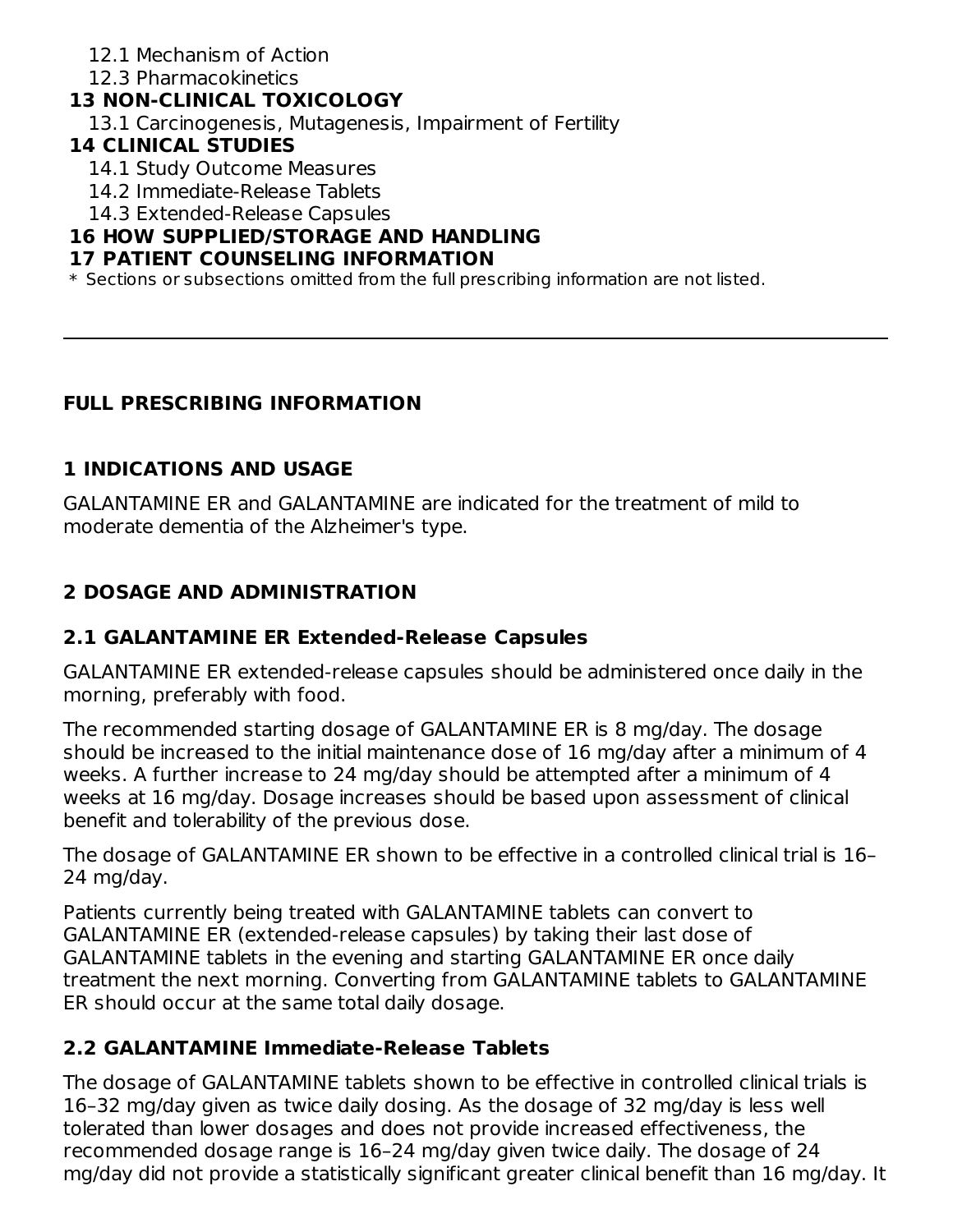12.1 Mechanism of Action
12.3 Pharmacokinetics

**13 NON-CLINICAL TOXICOLOGY**

13.1 Carcinogenesis, Mutagenesis, Impairment of Fertility

**14 CLINICAL STUDIES**

14.1 Study Outcome Measures
14.2 Immediate-Release Tablets
14.3 Extended-Release Capsules

**16 HOW SUPPLIED/STORAGE AND HANDLING**

**17 PATIENT COUNSELING INFORMATION**

* Sections or subsections omitted from the full prescribing information are not listed.

---

## FULL PRESCRIBING INFORMATION

## 1 INDICATIONS AND USAGE

GALANTAMINE ER and GALANTAMINE are indicated for the treatment of mild to moderate dementia of the Alzheimer's type.

## 2 DOSAGE AND ADMINISTRATION

### 2.1 GALANTAMINE ER Extended-Release Capsules

GALANTAMINE ER extended-release capsules should be administered once daily in the morning, preferably with food.

The recommended starting dosage of GALANTAMINE ER is 8 mg/day. The dosage should be increased to the initial maintenance dose of 16 mg/day after a minimum of 4 weeks. A further increase to 24 mg/day should be attempted after a minimum of 4 weeks at 16 mg/day. Dosage increases should be based upon assessment of clinical benefit and tolerability of the previous dose.

The dosage of GALANTAMINE ER shown to be effective in a controlled clinical trial is 16–24 mg/day.

Patients currently being treated with GALANTAMINE tablets can convert to GALANTAMINE ER (extended-release capsules) by taking their last dose of GALANTAMINE tablets in the evening and starting GALANTAMINE ER once daily treatment the next morning. Converting from GALANTAMINE tablets to GALANTAMINE ER should occur at the same total daily dosage.

### 2.2 GALANTAMINE Immediate-Release Tablets

The dosage of GALANTAMINE tablets shown to be effective in controlled clinical trials is 16–32 mg/day given as twice daily dosing. As the dosage of 32 mg/day is less well tolerated than lower dosages and does not provide increased effectiveness, the recommended dosage range is 16–24 mg/day given twice daily. The dosage of 24 mg/day did not provide a statistically significant greater clinical benefit than 16 mg/day. It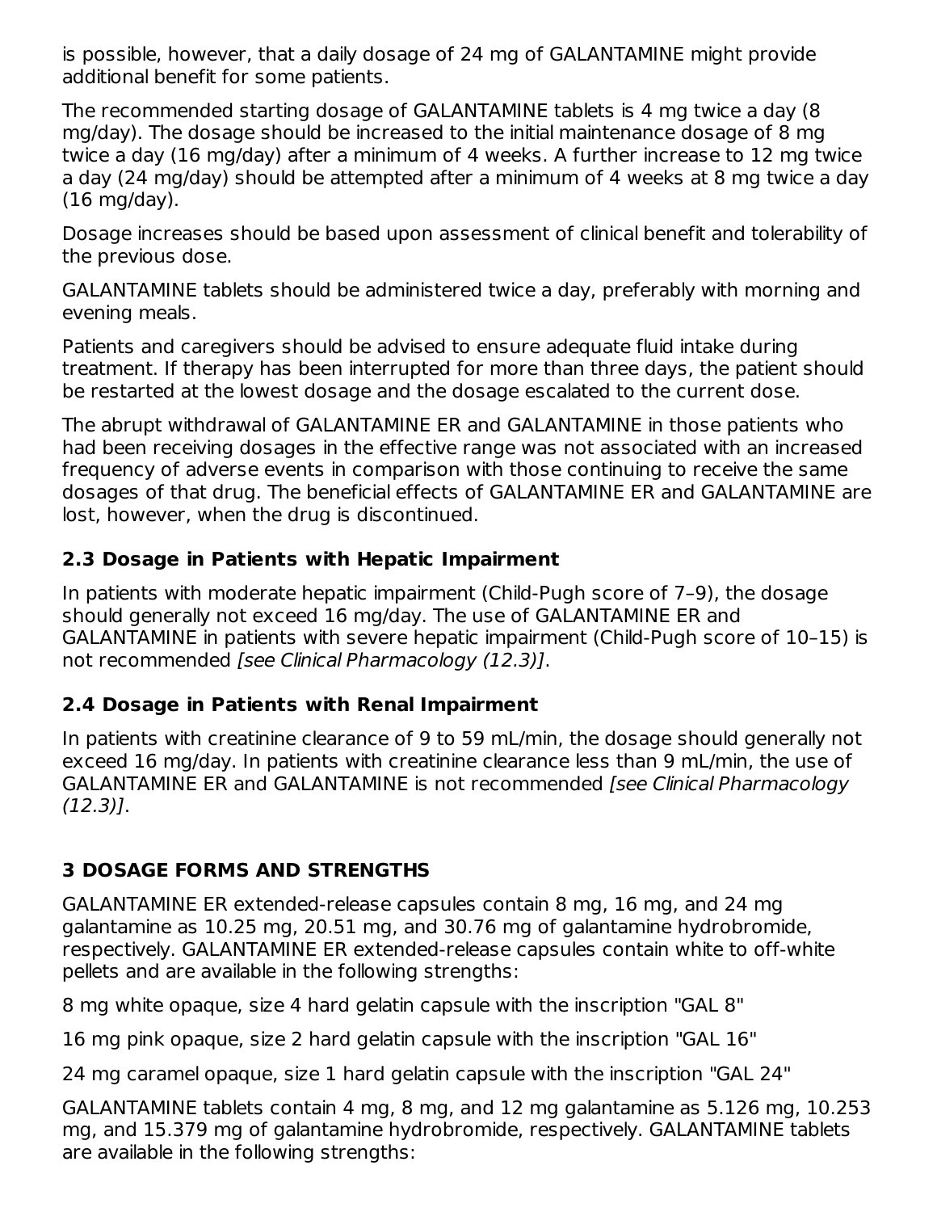is possible, however, that a daily dosage of 24 mg of GALANTAMINE might provide additional benefit for some patients.

The recommended starting dosage of GALANTAMINE tablets is 4 mg twice a day (8 mg/day). The dosage should be increased to the initial maintenance dosage of 8 mg twice a day (16 mg/day) after a minimum of 4 weeks. A further increase to 12 mg twice a day (24 mg/day) should be attempted after a minimum of 4 weeks at 8 mg twice a day (16 mg/day).

Dosage increases should be based upon assessment of clinical benefit and tolerability of the previous dose.

GALANTAMINE tablets should be administered twice a day, preferably with morning and evening meals.

Patients and caregivers should be advised to ensure adequate fluid intake during treatment. If therapy has been interrupted for more than three days, the patient should be restarted at the lowest dosage and the dosage escalated to the current dose.

The abrupt withdrawal of GALANTAMINE ER and GALANTAMINE in those patients who had been receiving dosages in the effective range was not associated with an increased frequency of adverse events in comparison with those continuing to receive the same dosages of that drug. The beneficial effects of GALANTAMINE ER and GALANTAMINE are lost, however, when the drug is discontinued.

### 2.3 Dosage in Patients with Hepatic Impairment

In patients with moderate hepatic impairment (Child-Pugh score of 7–9), the dosage should generally not exceed 16 mg/day. The use of GALANTAMINE ER and GALANTAMINE in patients with severe hepatic impairment (Child-Pugh score of 10–15) is not recommended *[see Clinical Pharmacology (12.3)]*.

### 2.4 Dosage in Patients with Renal Impairment

In patients with creatinine clearance of 9 to 59 mL/min, the dosage should generally not exceed 16 mg/day. In patients with creatinine clearance less than 9 mL/min, the use of GALANTAMINE ER and GALANTAMINE is not recommended *[see Clinical Pharmacology (12.3)]*.

## 3 DOSAGE FORMS AND STRENGTHS

GALANTAMINE ER extended-release capsules contain 8 mg, 16 mg, and 24 mg galantamine as 10.25 mg, 20.51 mg, and 30.76 mg of galantamine hydrobromide, respectively. GALANTAMINE ER extended-release capsules contain white to off-white pellets and are available in the following strengths:

8 mg white opaque, size 4 hard gelatin capsule with the inscription "GAL 8"

16 mg pink opaque, size 2 hard gelatin capsule with the inscription "GAL 16"

24 mg caramel opaque, size 1 hard gelatin capsule with the inscription "GAL 24"

GALANTAMINE tablets contain 4 mg, 8 mg, and 12 mg galantamine as 5.126 mg, 10.253 mg, and 15.379 mg of galantamine hydrobromide, respectively. GALANTAMINE tablets are available in the following strengths: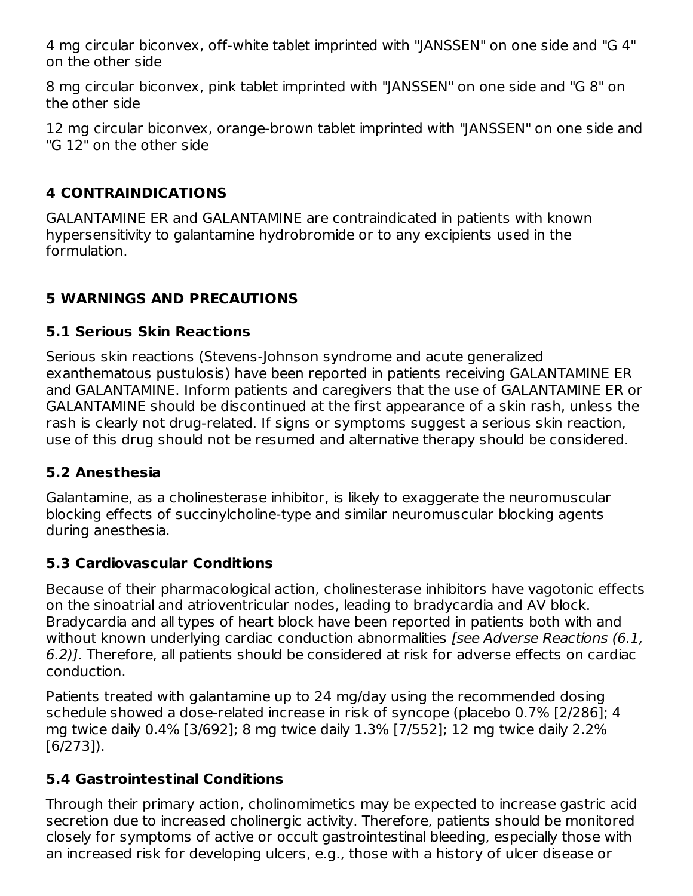4 mg circular biconvex, off-white tablet imprinted with "JANSSEN" on one side and "G 4" on the other side

8 mg circular biconvex, pink tablet imprinted with "JANSSEN" on one side and "G 8" on the other side

12 mg circular biconvex, orange-brown tablet imprinted with "JANSSEN" on one side and "G 12" on the other side

## 4 CONTRAINDICATIONS

GALANTAMINE ER and GALANTAMINE are contraindicated in patients with known hypersensitivity to galantamine hydrobromide or to any excipients used in the formulation.

## 5 WARNINGS AND PRECAUTIONS

### 5.1 Serious Skin Reactions

Serious skin reactions (Stevens-Johnson syndrome and acute generalized exanthematous pustulosis) have been reported in patients receiving GALANTAMINE ER and GALANTAMINE. Inform patients and caregivers that the use of GALANTAMINE ER or GALANTAMINE should be discontinued at the first appearance of a skin rash, unless the rash is clearly not drug-related. If signs or symptoms suggest a serious skin reaction, use of this drug should not be resumed and alternative therapy should be considered.

### 5.2 Anesthesia

Galantamine, as a cholinesterase inhibitor, is likely to exaggerate the neuromuscular blocking effects of succinylcholine-type and similar neuromuscular blocking agents during anesthesia.

### 5.3 Cardiovascular Conditions

Because of their pharmacological action, cholinesterase inhibitors have vagotonic effects on the sinoatrial and atrioventricular nodes, leading to bradycardia and AV block. Bradycardia and all types of heart block have been reported in patients both with and without known underlying cardiac conduction abnormalities *[see Adverse Reactions (6.1, 6.2)]*. Therefore, all patients should be considered at risk for adverse effects on cardiac conduction.

Patients treated with galantamine up to 24 mg/day using the recommended dosing schedule showed a dose-related increase in risk of syncope (placebo 0.7% [2/286]; 4 mg twice daily 0.4% [3/692]; 8 mg twice daily 1.3% [7/552]; 12 mg twice daily 2.2% [6/273]).

### 5.4 Gastrointestinal Conditions

Through their primary action, cholinomimetics may be expected to increase gastric acid secretion due to increased cholinergic activity. Therefore, patients should be monitored closely for symptoms of active or occult gastrointestinal bleeding, especially those with an increased risk for developing ulcers, e.g., those with a history of ulcer disease or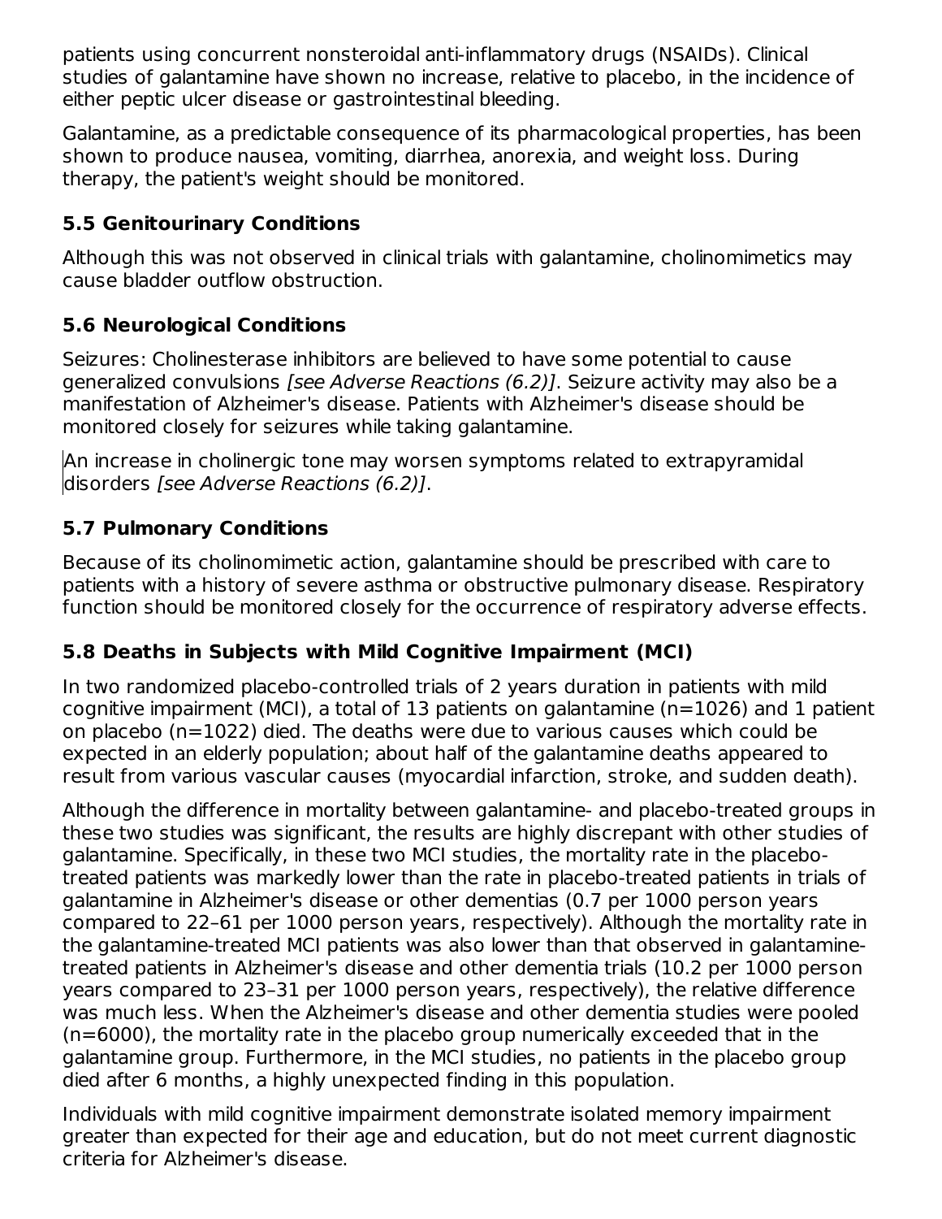patients using concurrent nonsteroidal anti-inflammatory drugs (NSAIDs). Clinical studies of galantamine have shown no increase, relative to placebo, in the incidence of either peptic ulcer disease or gastrointestinal bleeding.

Galantamine, as a predictable consequence of its pharmacological properties, has been shown to produce nausea, vomiting, diarrhea, anorexia, and weight loss. During therapy, the patient's weight should be monitored.

### 5.5 Genitourinary Conditions

Although this was not observed in clinical trials with galantamine, cholinomimetics may cause bladder outflow obstruction.

### 5.6 Neurological Conditions

Seizures: Cholinesterase inhibitors are believed to have some potential to cause generalized convulsions *[see Adverse Reactions (6.2)]*. Seizure activity may also be a manifestation of Alzheimer's disease. Patients with Alzheimer's disease should be monitored closely for seizures while taking galantamine.

An increase in cholinergic tone may worsen symptoms related to extrapyramidal disorders *[see Adverse Reactions (6.2)]*.

### 5.7 Pulmonary Conditions

Because of its cholinomimetic action, galantamine should be prescribed with care to patients with a history of severe asthma or obstructive pulmonary disease. Respiratory function should be monitored closely for the occurrence of respiratory adverse effects.

### 5.8 Deaths in Subjects with Mild Cognitive Impairment (MCI)

In two randomized placebo-controlled trials of 2 years duration in patients with mild cognitive impairment (MCI), a total of 13 patients on galantamine (n=1026) and 1 patient on placebo (n=1022) died. The deaths were due to various causes which could be expected in an elderly population; about half of the galantamine deaths appeared to result from various vascular causes (myocardial infarction, stroke, and sudden death).

Although the difference in mortality between galantamine- and placebo-treated groups in these two studies was significant, the results are highly discrepant with other studies of galantamine. Specifically, in these two MCI studies, the mortality rate in the placebo-treated patients was markedly lower than the rate in placebo-treated patients in trials of galantamine in Alzheimer's disease or other dementias (0.7 per 1000 person years compared to 22–61 per 1000 person years, respectively). Although the mortality rate in the galantamine-treated MCI patients was also lower than that observed in galantamine-treated patients in Alzheimer's disease and other dementia trials (10.2 per 1000 person years compared to 23–31 per 1000 person years, respectively), the relative difference was much less. When the Alzheimer's disease and other dementia studies were pooled (n=6000), the mortality rate in the placebo group numerically exceeded that in the galantamine group. Furthermore, in the MCI studies, no patients in the placebo group died after 6 months, a highly unexpected finding in this population.

Individuals with mild cognitive impairment demonstrate isolated memory impairment greater than expected for their age and education, but do not meet current diagnostic criteria for Alzheimer's disease.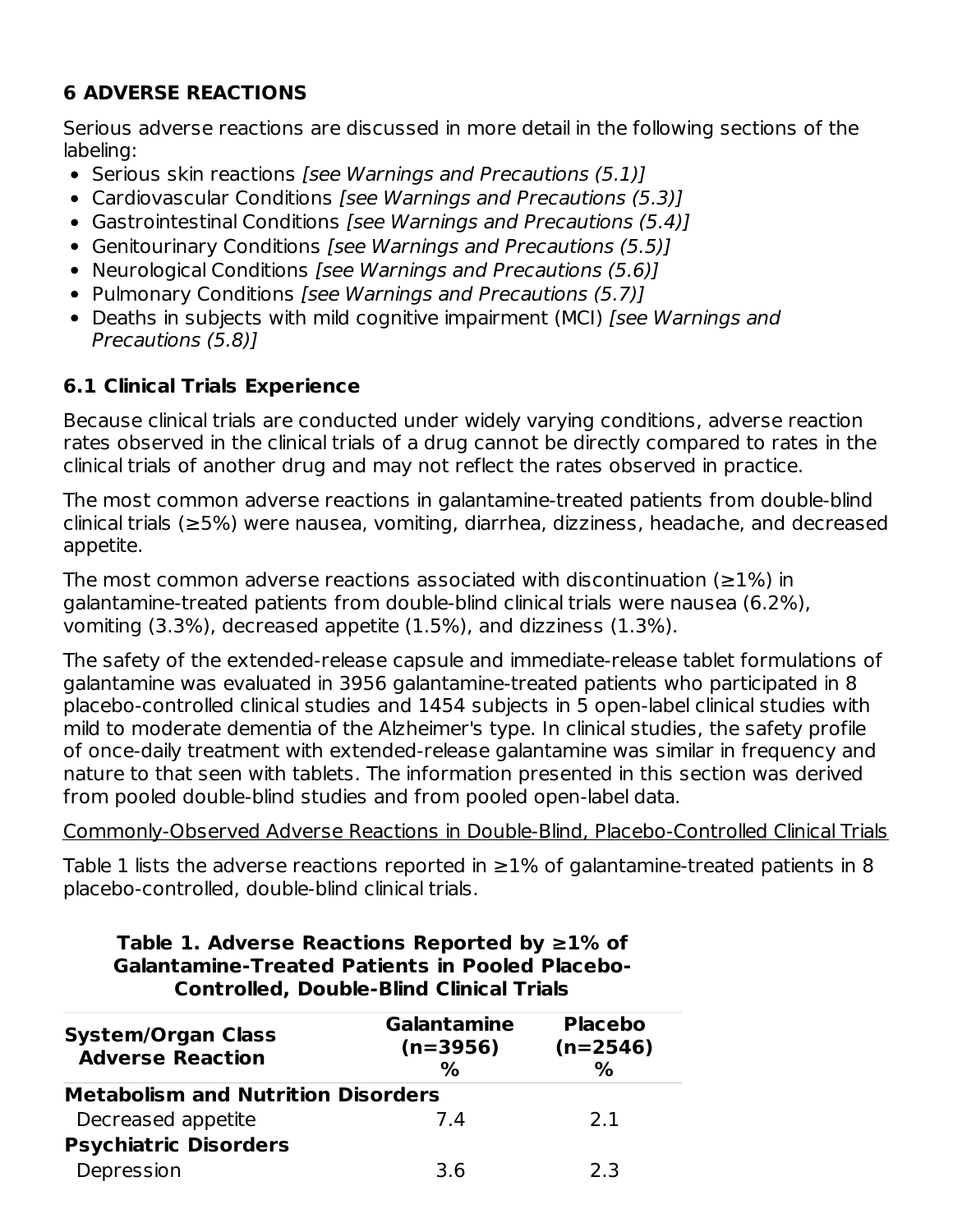## 6 ADVERSE REACTIONS

Serious adverse reactions are discussed in more detail in the following sections of the labeling:

- Serious skin reactions *[see Warnings and Precautions (5.1)]*
- Cardiovascular Conditions *[see Warnings and Precautions (5.3)]*
- Gastrointestinal Conditions *[see Warnings and Precautions (5.4)]*
- Genitourinary Conditions *[see Warnings and Precautions (5.5)]*
- Neurological Conditions *[see Warnings and Precautions (5.6)]*
- Pulmonary Conditions *[see Warnings and Precautions (5.7)]*
- Deaths in subjects with mild cognitive impairment (MCI) *[see Warnings and Precautions (5.8)]*

### 6.1 Clinical Trials Experience

Because clinical trials are conducted under widely varying conditions, adverse reaction rates observed in the clinical trials of a drug cannot be directly compared to rates in the clinical trials of another drug and may not reflect the rates observed in practice.

The most common adverse reactions in galantamine-treated patients from double-blind clinical trials (≥5%) were nausea, vomiting, diarrhea, dizziness, headache, and decreased appetite.

The most common adverse reactions associated with discontinuation (≥1%) in galantamine-treated patients from double-blind clinical trials were nausea (6.2%), vomiting (3.3%), decreased appetite (1.5%), and dizziness (1.3%).

The safety of the extended-release capsule and immediate-release tablet formulations of galantamine was evaluated in 3956 galantamine-treated patients who participated in 8 placebo-controlled clinical studies and 1454 subjects in 5 open-label clinical studies with mild to moderate dementia of the Alzheimer's type. In clinical studies, the safety profile of once-daily treatment with extended-release galantamine was similar in frequency and nature to that seen with tablets. The information presented in this section was derived from pooled double-blind studies and from pooled open-label data.

Commonly-Observed Adverse Reactions in Double-Blind, Placebo-Controlled Clinical Trials

Table 1 lists the adverse reactions reported in ≥1% of galantamine-treated patients in 8 placebo-controlled, double-blind clinical trials.

**Table 1. Adverse Reactions Reported by ≥1% of Galantamine-Treated Patients in Pooled Placebo-Controlled, Double-Blind Clinical Trials**

| System/Organ Class<br>Adverse Reaction | Galantamine (n=3956) % | Placebo (n=2546) % |
|---|---|---|
| **Metabolism and Nutrition Disorders** | | |
| Decreased appetite | 7.4 | 2.1 |
| **Psychiatric Disorders** | | |
| Depression | 3.6 | 2.3 |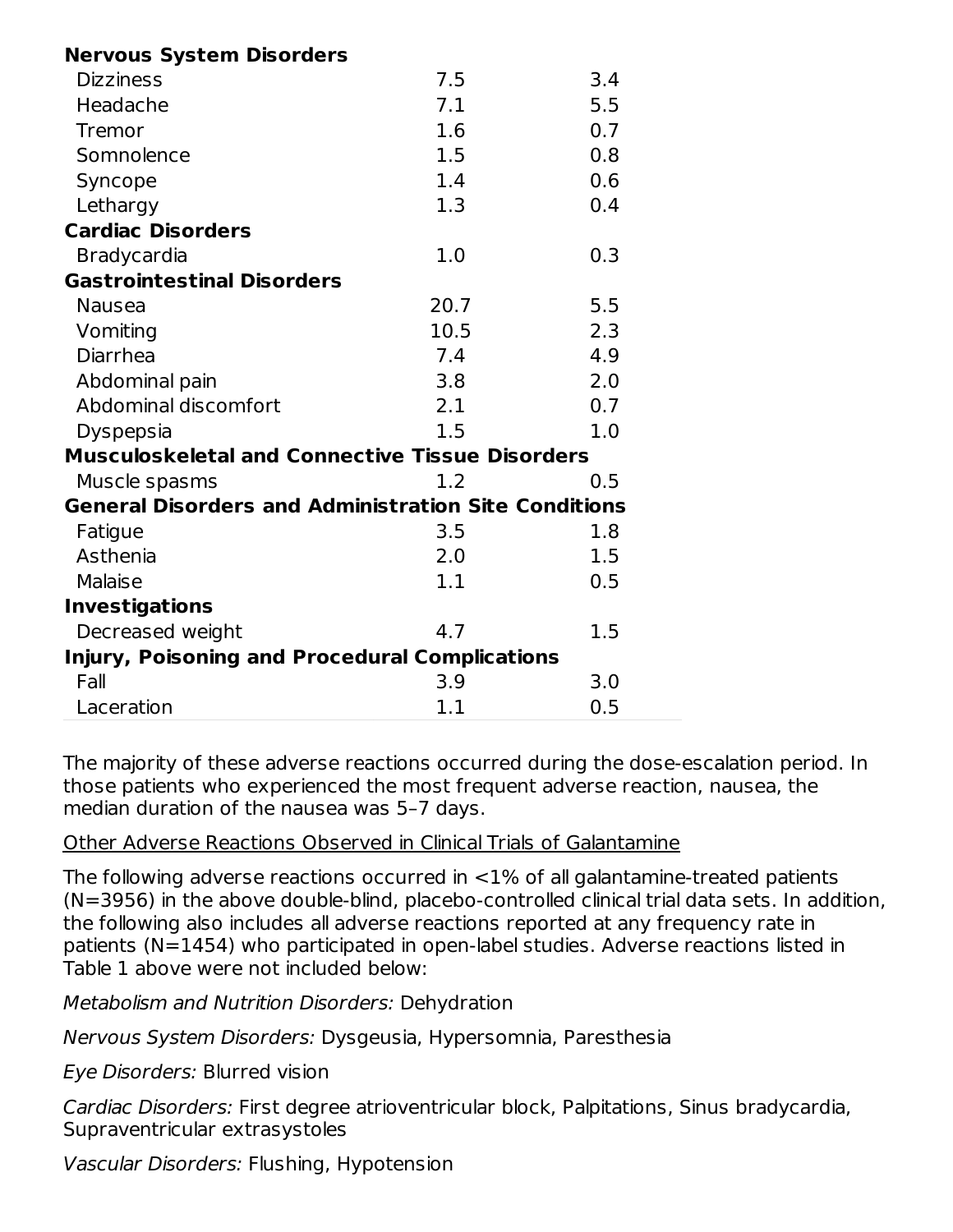| | | |
|---|---|---|
| **Nervous System Disorders** | | |
| Dizziness | 7.5 | 3.4 |
| Headache | 7.1 | 5.5 |
| Tremor | 1.6 | 0.7 |
| Somnolence | 1.5 | 0.8 |
| Syncope | 1.4 | 0.6 |
| Lethargy | 1.3 | 0.4 |
| **Cardiac Disorders** | | |
| Bradycardia | 1.0 | 0.3 |
| **Gastrointestinal Disorders** | | |
| Nausea | 20.7 | 5.5 |
| Vomiting | 10.5 | 2.3 |
| Diarrhea | 7.4 | 4.9 |
| Abdominal pain | 3.8 | 2.0 |
| Abdominal discomfort | 2.1 | 0.7 |
| Dyspepsia | 1.5 | 1.0 |
| **Musculoskeletal and Connective Tissue Disorders** | | |
| Muscle spasms | 1.2 | 0.5 |
| **General Disorders and Administration Site Conditions** | | |
| Fatigue | 3.5 | 1.8 |
| Asthenia | 2.0 | 1.5 |
| Malaise | 1.1 | 0.5 |
| **Investigations** | | |
| Decreased weight | 4.7 | 1.5 |
| **Injury, Poisoning and Procedural Complications** | | |
| Fall | 3.9 | 3.0 |
| Laceration | 1.1 | 0.5 |

The majority of these adverse reactions occurred during the dose-escalation period. In those patients who experienced the most frequent adverse reaction, nausea, the median duration of the nausea was 5–7 days.

Other Adverse Reactions Observed in Clinical Trials of Galantamine

The following adverse reactions occurred in <1% of all galantamine-treated patients (N=3956) in the above double-blind, placebo-controlled clinical trial data sets. In addition, the following also includes all adverse reactions reported at any frequency rate in patients (N=1454) who participated in open-label studies. Adverse reactions listed in Table 1 above were not included below:

*Metabolism and Nutrition Disorders:* Dehydration

*Nervous System Disorders:* Dysgeusia, Hypersomnia, Paresthesia

*Eye Disorders:* Blurred vision

*Cardiac Disorders:* First degree atrioventricular block, Palpitations, Sinus bradycardia, Supraventricular extrasystoles

*Vascular Disorders:* Flushing, Hypotension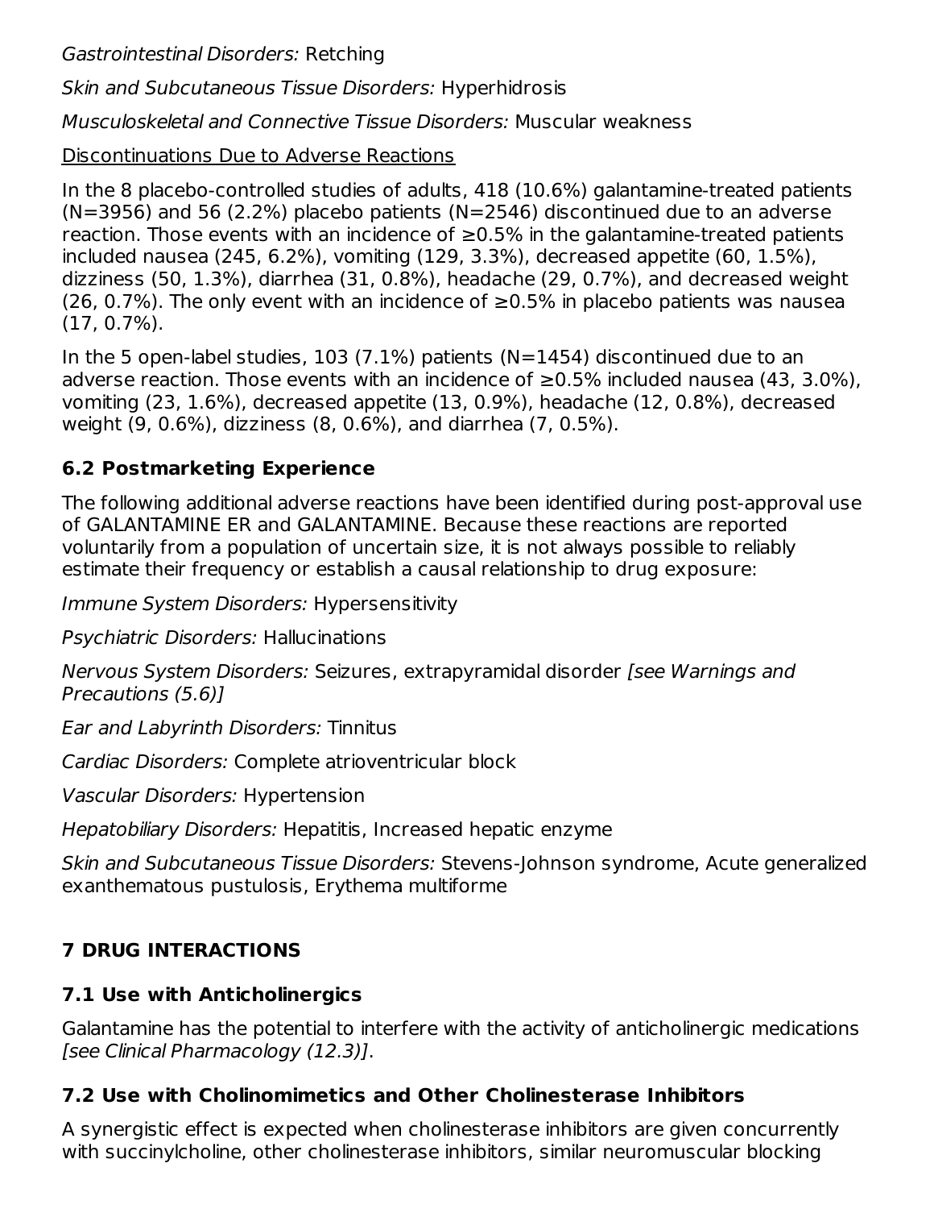*Gastrointestinal Disorders:* Retching

*Skin and Subcutaneous Tissue Disorders:* Hyperhidrosis

*Musculoskeletal and Connective Tissue Disorders:* Muscular weakness

Discontinuations Due to Adverse Reactions

In the 8 placebo-controlled studies of adults, 418 (10.6%) galantamine-treated patients (N=3956) and 56 (2.2%) placebo patients (N=2546) discontinued due to an adverse reaction. Those events with an incidence of ≥0.5% in the galantamine-treated patients included nausea (245, 6.2%), vomiting (129, 3.3%), decreased appetite (60, 1.5%), dizziness (50, 1.3%), diarrhea (31, 0.8%), headache (29, 0.7%), and decreased weight (26, 0.7%). The only event with an incidence of ≥0.5% in placebo patients was nausea (17, 0.7%).

In the 5 open-label studies, 103 (7.1%) patients (N=1454) discontinued due to an adverse reaction. Those events with an incidence of ≥0.5% included nausea (43, 3.0%), vomiting (23, 1.6%), decreased appetite (13, 0.9%), headache (12, 0.8%), decreased weight (9, 0.6%), dizziness (8, 0.6%), and diarrhea (7, 0.5%).

### 6.2 Postmarketing Experience

The following additional adverse reactions have been identified during post-approval use of GALANTAMINE ER and GALANTAMINE. Because these reactions are reported voluntarily from a population of uncertain size, it is not always possible to reliably estimate their frequency or establish a causal relationship to drug exposure:

*Immune System Disorders:* Hypersensitivity

*Psychiatric Disorders:* Hallucinations

*Nervous System Disorders:* Seizures, extrapyramidal disorder *[see Warnings and Precautions (5.6)]*

*Ear and Labyrinth Disorders:* Tinnitus

*Cardiac Disorders:* Complete atrioventricular block

*Vascular Disorders:* Hypertension

*Hepatobiliary Disorders:* Hepatitis, Increased hepatic enzyme

*Skin and Subcutaneous Tissue Disorders:* Stevens-Johnson syndrome, Acute generalized exanthematous pustulosis, Erythema multiforme

## 7 DRUG INTERACTIONS

### 7.1 Use with Anticholinergics

Galantamine has the potential to interfere with the activity of anticholinergic medications *[see Clinical Pharmacology (12.3)]*.

### 7.2 Use with Cholinomimetics and Other Cholinesterase Inhibitors

A synergistic effect is expected when cholinesterase inhibitors are given concurrently with succinylcholine, other cholinesterase inhibitors, similar neuromuscular blocking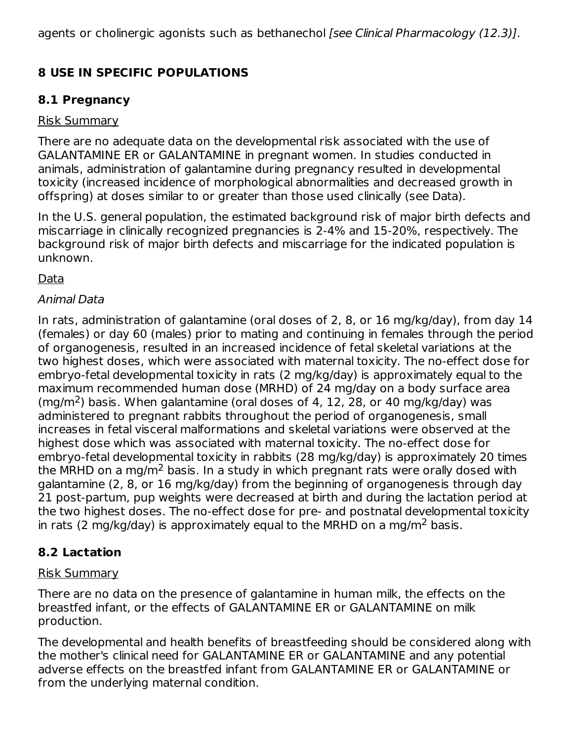agents or cholinergic agonists such as bethanechol *[see Clinical Pharmacology (12.3)]*.

## 8 USE IN SPECIFIC POPULATIONS

### 8.1 Pregnancy

Risk Summary

There are no adequate data on the developmental risk associated with the use of GALANTAMINE ER or GALANTAMINE in pregnant women. In studies conducted in animals, administration of galantamine during pregnancy resulted in developmental toxicity (increased incidence of morphological abnormalities and decreased growth in offspring) at doses similar to or greater than those used clinically (see Data).

In the U.S. general population, the estimated background risk of major birth defects and miscarriage in clinically recognized pregnancies is 2-4% and 15-20%, respectively. The background risk of major birth defects and miscarriage for the indicated population is unknown.

Data

*Animal Data*

In rats, administration of galantamine (oral doses of 2, 8, or 16 mg/kg/day), from day 14 (females) or day 60 (males) prior to mating and continuing in females through the period of organogenesis, resulted in an increased incidence of fetal skeletal variations at the two highest doses, which were associated with maternal toxicity. The no-effect dose for embryo-fetal developmental toxicity in rats (2 mg/kg/day) is approximately equal to the maximum recommended human dose (MRHD) of 24 mg/day on a body surface area ($mg/m^2$) basis. When galantamine (oral doses of 4, 12, 28, or 40 mg/kg/day) was administered to pregnant rabbits throughout the period of organogenesis, small increases in fetal visceral malformations and skeletal variations were observed at the highest dose which was associated with maternal toxicity. The no-effect dose for embryo-fetal developmental toxicity in rabbits (28 mg/kg/day) is approximately 20 times the MRHD on a $mg/m^2$ basis. In a study in which pregnant rats were orally dosed with galantamine (2, 8, or 16 mg/kg/day) from the beginning of organogenesis through day 21 post-partum, pup weights were decreased at birth and during the lactation period at the two highest doses. The no-effect dose for pre- and postnatal developmental toxicity in rats (2 mg/kg/day) is approximately equal to the MRHD on a $mg/m^2$ basis.

### 8.2 Lactation

Risk Summary

There are no data on the presence of galantamine in human milk, the effects on the breastfed infant, or the effects of GALANTAMINE ER or GALANTAMINE on milk production.

The developmental and health benefits of breastfeeding should be considered along with the mother's clinical need for GALANTAMINE ER or GALANTAMINE and any potential adverse effects on the breastfed infant from GALANTAMINE ER or GALANTAMINE or from the underlying maternal condition.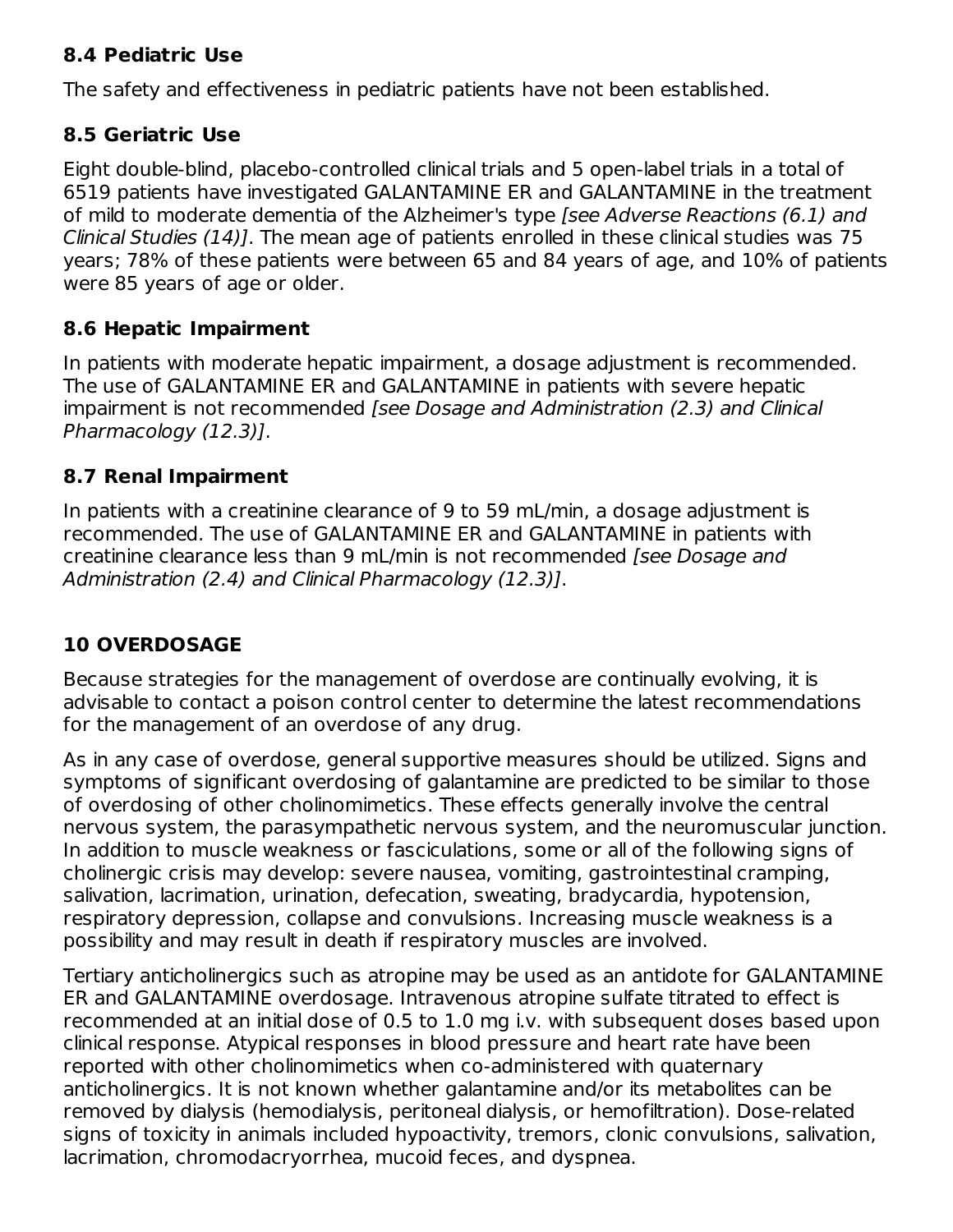### 8.4 Pediatric Use

The safety and effectiveness in pediatric patients have not been established.

### 8.5 Geriatric Use

Eight double-blind, placebo-controlled clinical trials and 5 open-label trials in a total of 6519 patients have investigated GALANTAMINE ER and GALANTAMINE in the treatment of mild to moderate dementia of the Alzheimer's type *[see Adverse Reactions (6.1) and Clinical Studies (14)]*. The mean age of patients enrolled in these clinical studies was 75 years; 78% of these patients were between 65 and 84 years of age, and 10% of patients were 85 years of age or older.

### 8.6 Hepatic Impairment

In patients with moderate hepatic impairment, a dosage adjustment is recommended. The use of GALANTAMINE ER and GALANTAMINE in patients with severe hepatic impairment is not recommended *[see Dosage and Administration (2.3) and Clinical Pharmacology (12.3)]*.

### 8.7 Renal Impairment

In patients with a creatinine clearance of 9 to 59 mL/min, a dosage adjustment is recommended. The use of GALANTAMINE ER and GALANTAMINE in patients with creatinine clearance less than 9 mL/min is not recommended *[see Dosage and Administration (2.4) and Clinical Pharmacology (12.3)]*.

## 10 OVERDOSAGE

Because strategies for the management of overdose are continually evolving, it is advisable to contact a poison control center to determine the latest recommendations for the management of an overdose of any drug.

As in any case of overdose, general supportive measures should be utilized. Signs and symptoms of significant overdosing of galantamine are predicted to be similar to those of overdosing of other cholinomimetics. These effects generally involve the central nervous system, the parasympathetic nervous system, and the neuromuscular junction. In addition to muscle weakness or fasciculations, some or all of the following signs of cholinergic crisis may develop: severe nausea, vomiting, gastrointestinal cramping, salivation, lacrimation, urination, defecation, sweating, bradycardia, hypotension, respiratory depression, collapse and convulsions. Increasing muscle weakness is a possibility and may result in death if respiratory muscles are involved.

Tertiary anticholinergics such as atropine may be used as an antidote for GALANTAMINE ER and GALANTAMINE overdosage. Intravenous atropine sulfate titrated to effect is recommended at an initial dose of 0.5 to 1.0 mg i.v. with subsequent doses based upon clinical response. Atypical responses in blood pressure and heart rate have been reported with other cholinomimetics when co-administered with quaternary anticholinergics. It is not known whether galantamine and/or its metabolites can be removed by dialysis (hemodialysis, peritoneal dialysis, or hemofiltration). Dose-related signs of toxicity in animals included hypoactivity, tremors, clonic convulsions, salivation, lacrimation, chromodacryorrhea, mucoid feces, and dyspnea.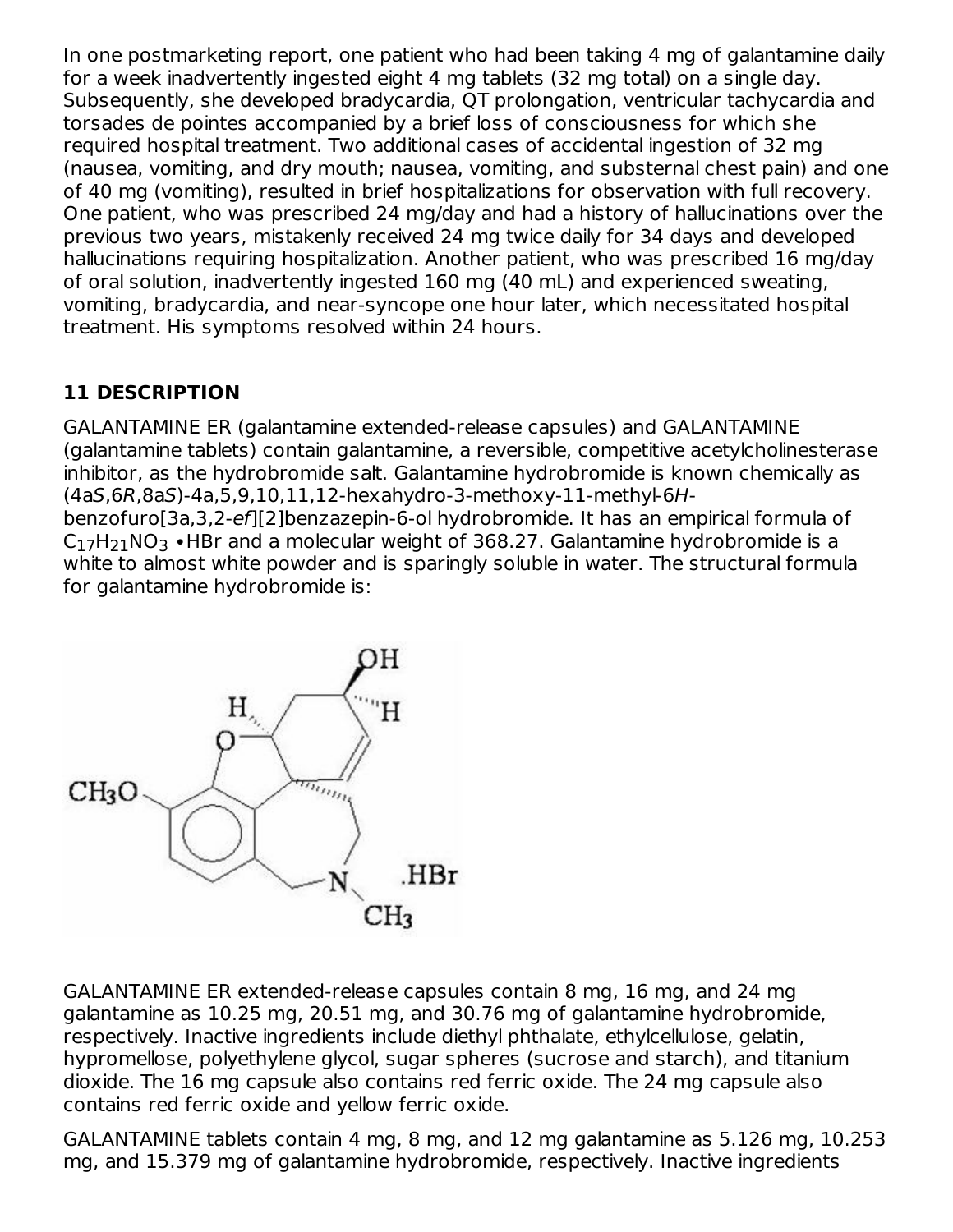In one postmarketing report, one patient who had been taking 4 mg of galantamine daily for a week inadvertently ingested eight 4 mg tablets (32 mg total) on a single day. Subsequently, she developed bradycardia, QT prolongation, ventricular tachycardia and torsades de pointes accompanied by a brief loss of consciousness for which she required hospital treatment. Two additional cases of accidental ingestion of 32 mg (nausea, vomiting, and dry mouth; nausea, vomiting, and substernal chest pain) and one of 40 mg (vomiting), resulted in brief hospitalizations for observation with full recovery. One patient, who was prescribed 24 mg/day and had a history of hallucinations over the previous two years, mistakenly received 24 mg twice daily for 34 days and developed hallucinations requiring hospitalization. Another patient, who was prescribed 16 mg/day of oral solution, inadvertently ingested 160 mg (40 mL) and experienced sweating, vomiting, bradycardia, and near-syncope one hour later, which necessitated hospital treatment. His symptoms resolved within 24 hours.

## 11 DESCRIPTION

GALANTAMINE ER (galantamine extended-release capsules) and GALANTAMINE (galantamine tablets) contain galantamine, a reversible, competitive acetylcholinesterase inhibitor, as the hydrobromide salt. Galantamine hydrobromide is known chemically as (4a*S*,6*R*,8a*S*)-4a,5,9,10,11,12-hexahydro-3-methoxy-11-methyl-6*H*-benzofuro[3a,3,2-*ef*][2]benzazepin-6-ol hydrobromide. It has an empirical formula of $C_{17}H_{21}NO_3$ •HBr and a molecular weight of 368.27. Galantamine hydrobromide is a white to almost white powder and is sparingly soluble in water. The structural formula for galantamine hydrobromide is:

GALANTAMINE ER extended-release capsules contain 8 mg, 16 mg, and 24 mg galantamine as 10.25 mg, 20.51 mg, and 30.76 mg of galantamine hydrobromide, respectively. Inactive ingredients include diethyl phthalate, ethylcellulose, gelatin, hypromellose, polyethylene glycol, sugar spheres (sucrose and starch), and titanium dioxide. The 16 mg capsule also contains red ferric oxide. The 24 mg capsule also contains red ferric oxide and yellow ferric oxide.

GALANTAMINE tablets contain 4 mg, 8 mg, and 12 mg galantamine as 5.126 mg, 10.253 mg, and 15.379 mg of galantamine hydrobromide, respectively. Inactive ingredients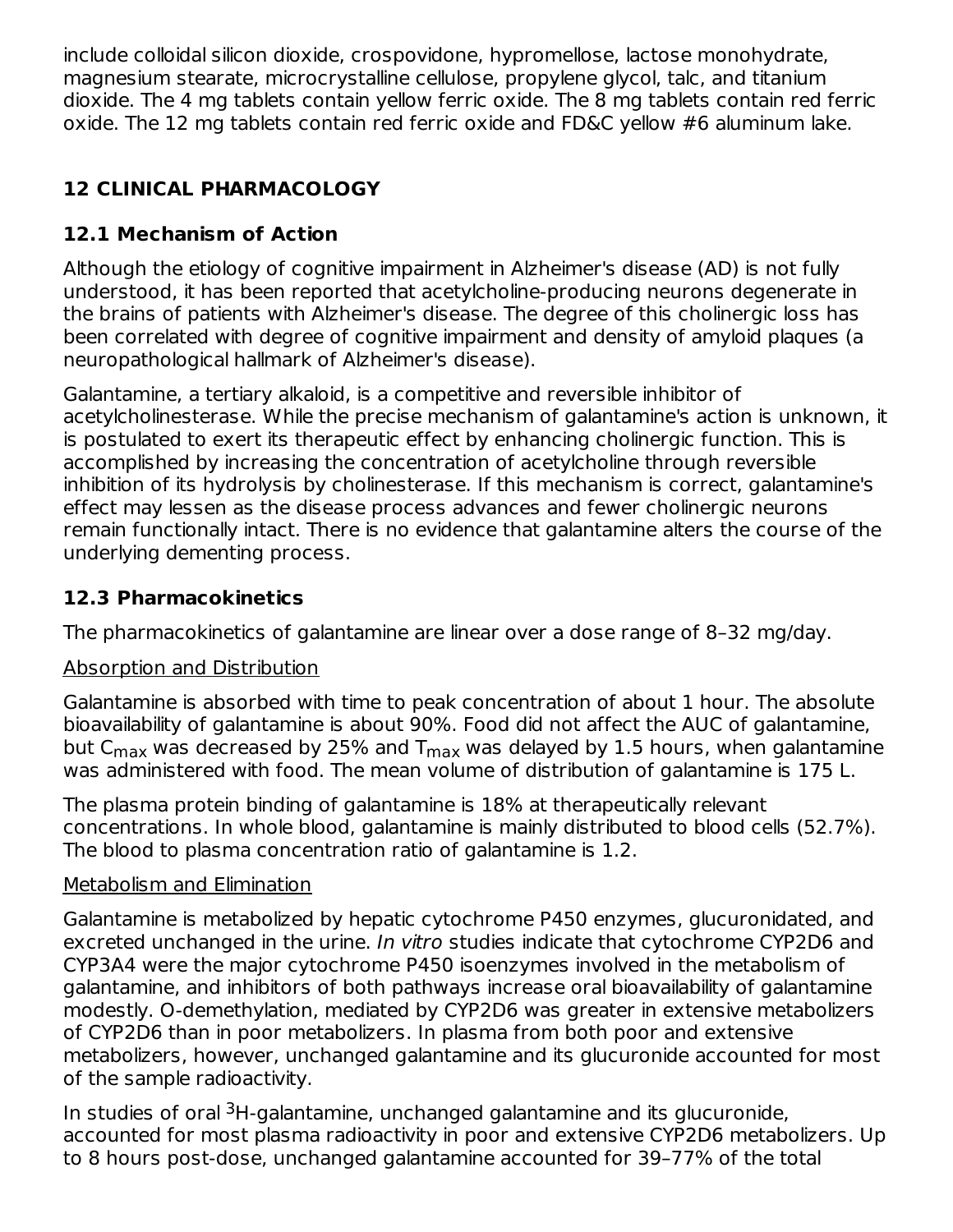include colloidal silicon dioxide, crospovidone, hypromellose, lactose monohydrate, magnesium stearate, microcrystalline cellulose, propylene glycol, talc, and titanium dioxide. The 4 mg tablets contain yellow ferric oxide. The 8 mg tablets contain red ferric oxide. The 12 mg tablets contain red ferric oxide and FD&C yellow #6 aluminum lake.

## 12 CLINICAL PHARMACOLOGY

### 12.1 Mechanism of Action

Although the etiology of cognitive impairment in Alzheimer's disease (AD) is not fully understood, it has been reported that acetylcholine-producing neurons degenerate in the brains of patients with Alzheimer's disease. The degree of this cholinergic loss has been correlated with degree of cognitive impairment and density of amyloid plaques (a neuropathological hallmark of Alzheimer's disease).

Galantamine, a tertiary alkaloid, is a competitive and reversible inhibitor of acetylcholinesterase. While the precise mechanism of galantamine's action is unknown, it is postulated to exert its therapeutic effect by enhancing cholinergic function. This is accomplished by increasing the concentration of acetylcholine through reversible inhibition of its hydrolysis by cholinesterase. If this mechanism is correct, galantamine's effect may lessen as the disease process advances and fewer cholinergic neurons remain functionally intact. There is no evidence that galantamine alters the course of the underlying dementing process.

### 12.3 Pharmacokinetics

The pharmacokinetics of galantamine are linear over a dose range of 8–32 mg/day.

Absorption and Distribution

Galantamine is absorbed with time to peak concentration of about 1 hour. The absolute bioavailability of galantamine is about 90%. Food did not affect the AUC of galantamine, but $C_{max}$ was decreased by 25% and $T_{max}$ was delayed by 1.5 hours, when galantamine was administered with food. The mean volume of distribution of galantamine is 175 L.

The plasma protein binding of galantamine is 18% at therapeutically relevant concentrations. In whole blood, galantamine is mainly distributed to blood cells (52.7%). The blood to plasma concentration ratio of galantamine is 1.2.

Metabolism and Elimination

Galantamine is metabolized by hepatic cytochrome P450 enzymes, glucuronidated, and excreted unchanged in the urine. *In vitro* studies indicate that cytochrome CYP2D6 and CYP3A4 were the major cytochrome P450 isoenzymes involved in the metabolism of galantamine, and inhibitors of both pathways increase oral bioavailability of galantamine modestly. O-demethylation, mediated by CYP2D6 was greater in extensive metabolizers of CYP2D6 than in poor metabolizers. In plasma from both poor and extensive metabolizers, however, unchanged galantamine and its glucuronide accounted for most of the sample radioactivity.

In studies of oral $^3$H-galantamine, unchanged galantamine and its glucuronide, accounted for most plasma radioactivity in poor and extensive CYP2D6 metabolizers. Up to 8 hours post-dose, unchanged galantamine accounted for 39–77% of the total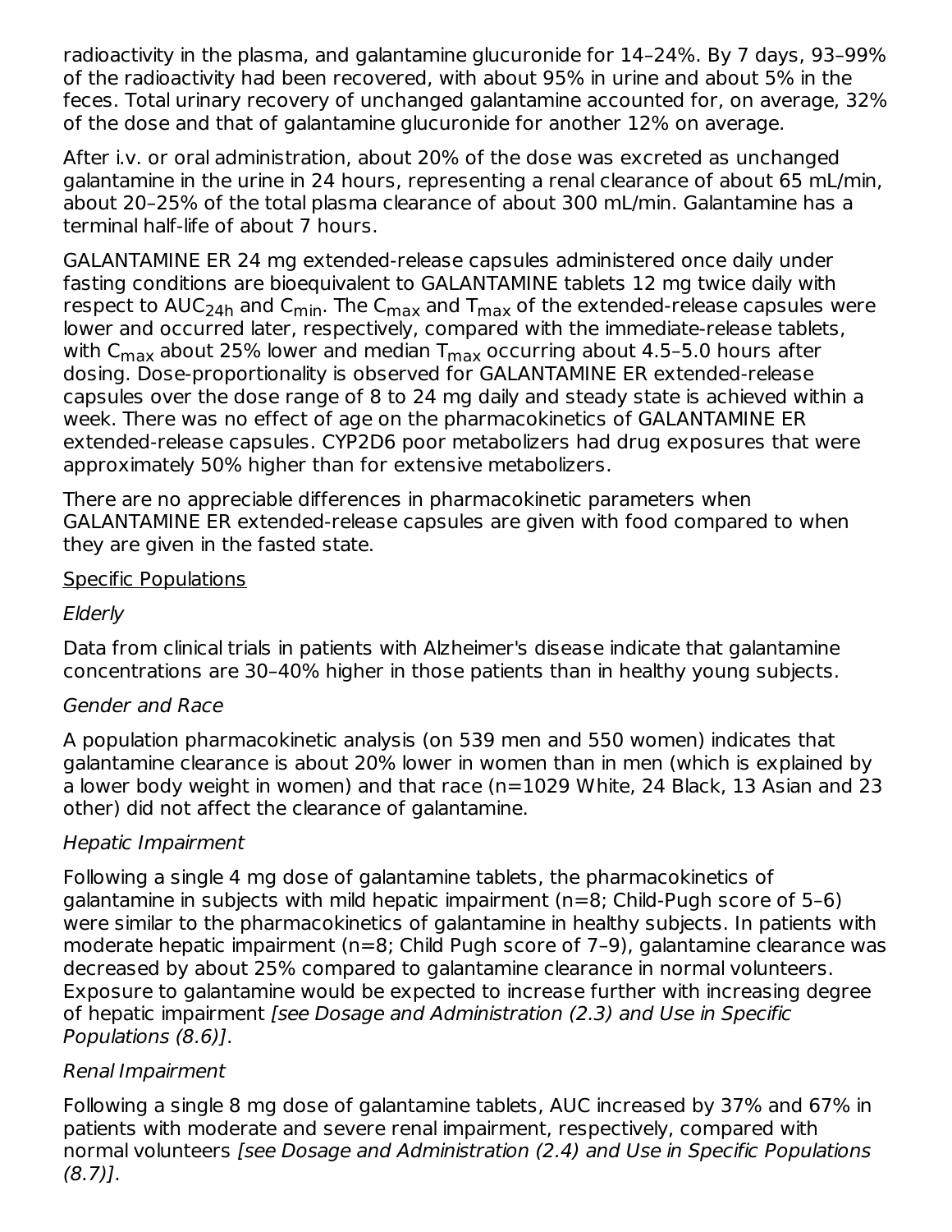radioactivity in the plasma, and galantamine glucuronide for 14–24%. By 7 days, 93–99% of the radioactivity had been recovered, with about 95% in urine and about 5% in the feces. Total urinary recovery of unchanged galantamine accounted for, on average, 32% of the dose and that of galantamine glucuronide for another 12% on average.

After i.v. or oral administration, about 20% of the dose was excreted as unchanged galantamine in the urine in 24 hours, representing a renal clearance of about 65 mL/min, about 20–25% of the total plasma clearance of about 300 mL/min. Galantamine has a terminal half-life of about 7 hours.

GALANTAMINE ER 24 mg extended-release capsules administered once daily under fasting conditions are bioequivalent to GALANTAMINE tablets 12 mg twice daily with respect to $AUC_{24h}$ and $C_{min}$. The $C_{max}$ and $T_{max}$ of the extended-release capsules were lower and occurred later, respectively, compared with the immediate-release tablets, with $C_{max}$ about 25% lower and median $T_{max}$ occurring about 4.5–5.0 hours after dosing. Dose-proportionality is observed for GALANTAMINE ER extended-release capsules over the dose range of 8 to 24 mg daily and steady state is achieved within a week. There was no effect of age on the pharmacokinetics of GALANTAMINE ER extended-release capsules. CYP2D6 poor metabolizers had drug exposures that were approximately 50% higher than for extensive metabolizers.

There are no appreciable differences in pharmacokinetic parameters when GALANTAMINE ER extended-release capsules are given with food compared to when they are given in the fasted state.

<u>Specific Populations</u>

*Elderly*

Data from clinical trials in patients with Alzheimer's disease indicate that galantamine concentrations are 30–40% higher in those patients than in healthy young subjects.

*Gender and Race*

A population pharmacokinetic analysis (on 539 men and 550 women) indicates that galantamine clearance is about 20% lower in women than in men (which is explained by a lower body weight in women) and that race (n=1029 White, 24 Black, 13 Asian and 23 other) did not affect the clearance of galantamine.

*Hepatic Impairment*

Following a single 4 mg dose of galantamine tablets, the pharmacokinetics of galantamine in subjects with mild hepatic impairment (n=8; Child-Pugh score of 5–6) were similar to the pharmacokinetics of galantamine in healthy subjects. In patients with moderate hepatic impairment (n=8; Child Pugh score of 7–9), galantamine clearance was decreased by about 25% compared to galantamine clearance in normal volunteers. Exposure to galantamine would be expected to increase further with increasing degree of hepatic impairment *[see Dosage and Administration (2.3) and Use in Specific Populations (8.6)]*.

*Renal Impairment*

Following a single 8 mg dose of galantamine tablets, AUC increased by 37% and 67% in patients with moderate and severe renal impairment, respectively, compared with normal volunteers *[see Dosage and Administration (2.4) and Use in Specific Populations (8.7)]*.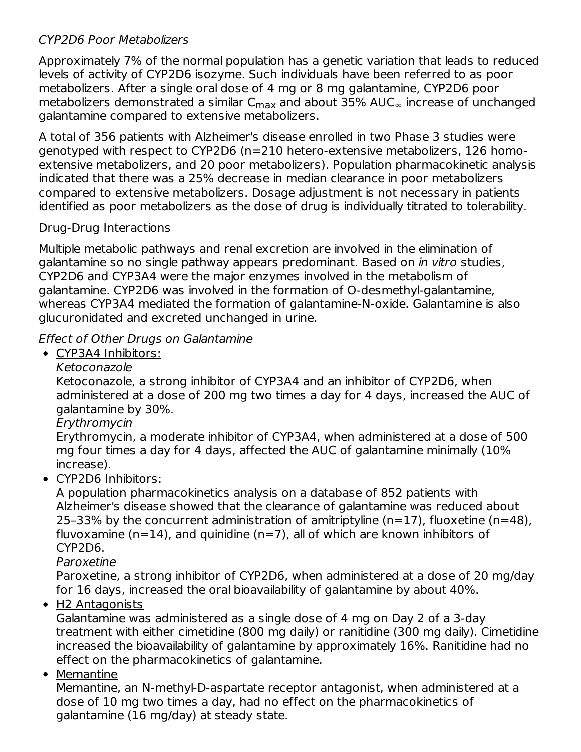*CYP2D6 Poor Metabolizers*

Approximately 7% of the normal population has a genetic variation that leads to reduced levels of activity of CYP2D6 isozyme. Such individuals have been referred to as poor metabolizers. After a single oral dose of 4 mg or 8 mg galantamine, CYP2D6 poor metabolizers demonstrated a similar $C_{max}$ and about 35% $AUC_{\infty}$ increase of unchanged galantamine compared to extensive metabolizers.

A total of 356 patients with Alzheimer's disease enrolled in two Phase 3 studies were genotyped with respect to CYP2D6 (n=210 hetero-extensive metabolizers, 126 homo-extensive metabolizers, and 20 poor metabolizers). Population pharmacokinetic analysis indicated that there was a 25% decrease in median clearance in poor metabolizers compared to extensive metabolizers. Dosage adjustment is not necessary in patients identified as poor metabolizers as the dose of drug is individually titrated to tolerability.

<u>Drug-Drug Interactions</u>

Multiple metabolic pathways and renal excretion are involved in the elimination of galantamine so no single pathway appears predominant. Based on *in vitro* studies, CYP2D6 and CYP3A4 were the major enzymes involved in the metabolism of galantamine. CYP2D6 was involved in the formation of O-desmethyl-galantamine, whereas CYP3A4 mediated the formation of galantamine-N-oxide. Galantamine is also glucuronidated and excreted unchanged in urine.

*Effect of Other Drugs on Galantamine*

- <u>CYP3A4 Inhibitors:</u>

  *Ketoconazole*

  Ketoconazole, a strong inhibitor of CYP3A4 and an inhibitor of CYP2D6, when administered at a dose of 200 mg two times a day for 4 days, increased the AUC of galantamine by 30%.

  *Erythromycin*

  Erythromycin, a moderate inhibitor of CYP3A4, when administered at a dose of 500 mg four times a day for 4 days, affected the AUC of galantamine minimally (10% increase).

- <u>CYP2D6 Inhibitors:</u>

  A population pharmacokinetics analysis on a database of 852 patients with Alzheimer's disease showed that the clearance of galantamine was reduced about 25–33% by the concurrent administration of amitriptyline (n=17), fluoxetine (n=48), fluvoxamine (n=14), and quinidine (n=7), all of which are known inhibitors of CYP2D6.

  *Paroxetine*

  Paroxetine, a strong inhibitor of CYP2D6, when administered at a dose of 20 mg/day for 16 days, increased the oral bioavailability of galantamine by about 40%.

- <u>H2 Antagonists</u>

  Galantamine was administered as a single dose of 4 mg on Day 2 of a 3-day treatment with either cimetidine (800 mg daily) or ranitidine (300 mg daily). Cimetidine increased the bioavailability of galantamine by approximately 16%. Ranitidine had no effect on the pharmacokinetics of galantamine.

- <u>Memantine</u>

  Memantine, an N-methyl-D-aspartate receptor antagonist, when administered at a dose of 10 mg two times a day, had no effect on the pharmacokinetics of galantamine (16 mg/day) at steady state.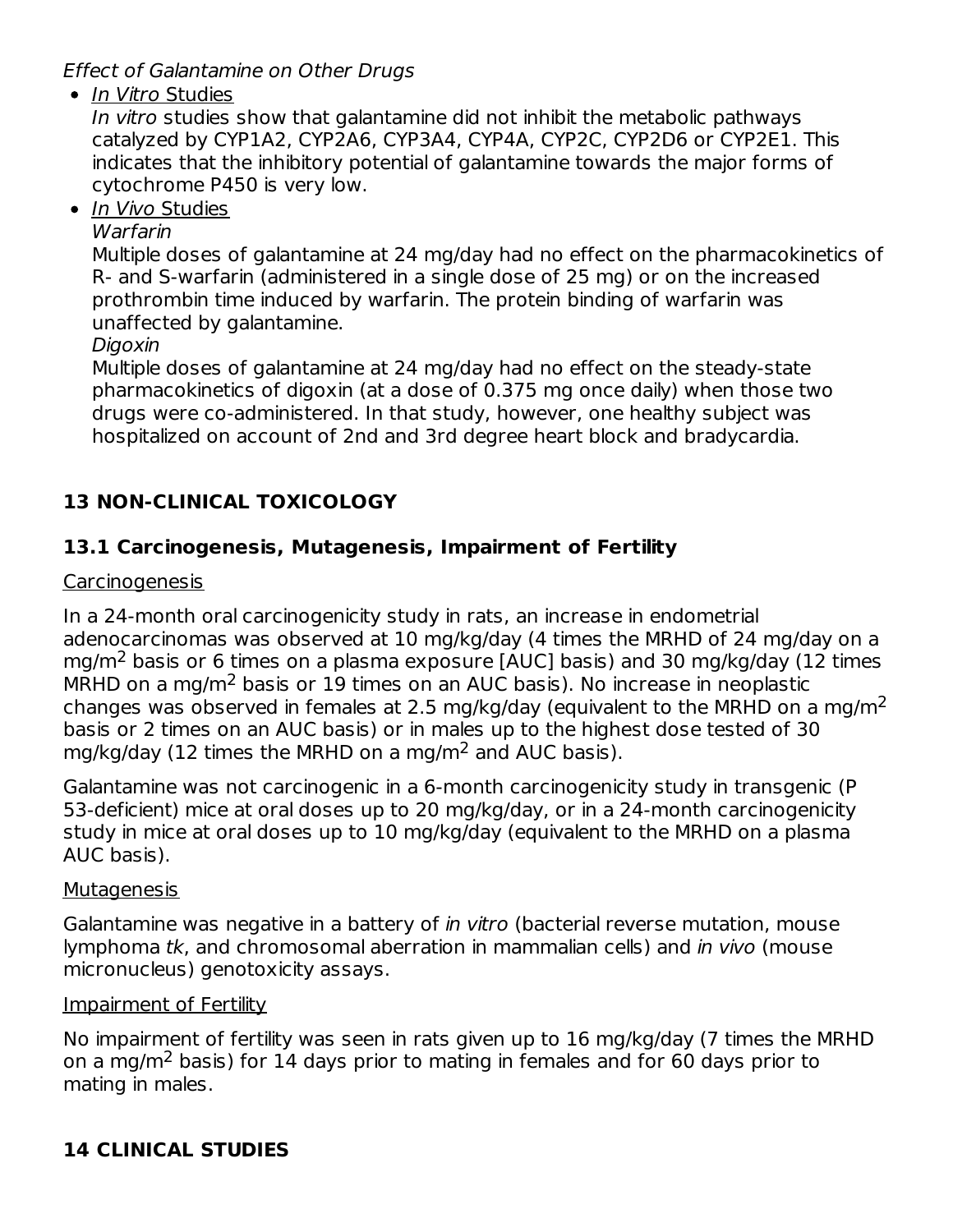*Effect of Galantamine on Other Drugs*

- *In Vitro* Studies
  *In vitro* studies show that galantamine did not inhibit the metabolic pathways catalyzed by CYP1A2, CYP2A6, CYP3A4, CYP4A, CYP2C, CYP2D6 or CYP2E1. This indicates that the inhibitory potential of galantamine towards the major forms of cytochrome P450 is very low.
- *In Vivo* Studies
  *Warfarin*
  Multiple doses of galantamine at 24 mg/day had no effect on the pharmacokinetics of R- and S-warfarin (administered in a single dose of 25 mg) or on the increased prothrombin time induced by warfarin. The protein binding of warfarin was unaffected by galantamine.
  *Digoxin*
  Multiple doses of galantamine at 24 mg/day had no effect on the steady-state pharmacokinetics of digoxin (at a dose of 0.375 mg once daily) when those two drugs were co-administered. In that study, however, one healthy subject was hospitalized on account of 2nd and 3rd degree heart block and bradycardia.

## 13 NON-CLINICAL TOXICOLOGY

### 13.1 Carcinogenesis, Mutagenesis, Impairment of Fertility

Carcinogenesis

In a 24-month oral carcinogenicity study in rats, an increase in endometrial adenocarcinomas was observed at 10 mg/kg/day (4 times the MRHD of 24 mg/day on a mg/m$^2$ basis or 6 times on a plasma exposure [AUC] basis) and 30 mg/kg/day (12 times MRHD on a mg/m$^2$ basis or 19 times on an AUC basis). No increase in neoplastic changes was observed in females at 2.5 mg/kg/day (equivalent to the MRHD on a mg/m$^2$ basis or 2 times on an AUC basis) or in males up to the highest dose tested of 30 mg/kg/day (12 times the MRHD on a mg/m$^2$ and AUC basis).

Galantamine was not carcinogenic in a 6-month carcinogenicity study in transgenic (P 53-deficient) mice at oral doses up to 20 mg/kg/day, or in a 24-month carcinogenicity study in mice at oral doses up to 10 mg/kg/day (equivalent to the MRHD on a plasma AUC basis).

Mutagenesis

Galantamine was negative in a battery of *in vitro* (bacterial reverse mutation, mouse lymphoma *tk*, and chromosomal aberration in mammalian cells) and *in vivo* (mouse micronucleus) genotoxicity assays.

Impairment of Fertility

No impairment of fertility was seen in rats given up to 16 mg/kg/day (7 times the MRHD on a mg/m$^2$ basis) for 14 days prior to mating in females and for 60 days prior to mating in males.

## 14 CLINICAL STUDIES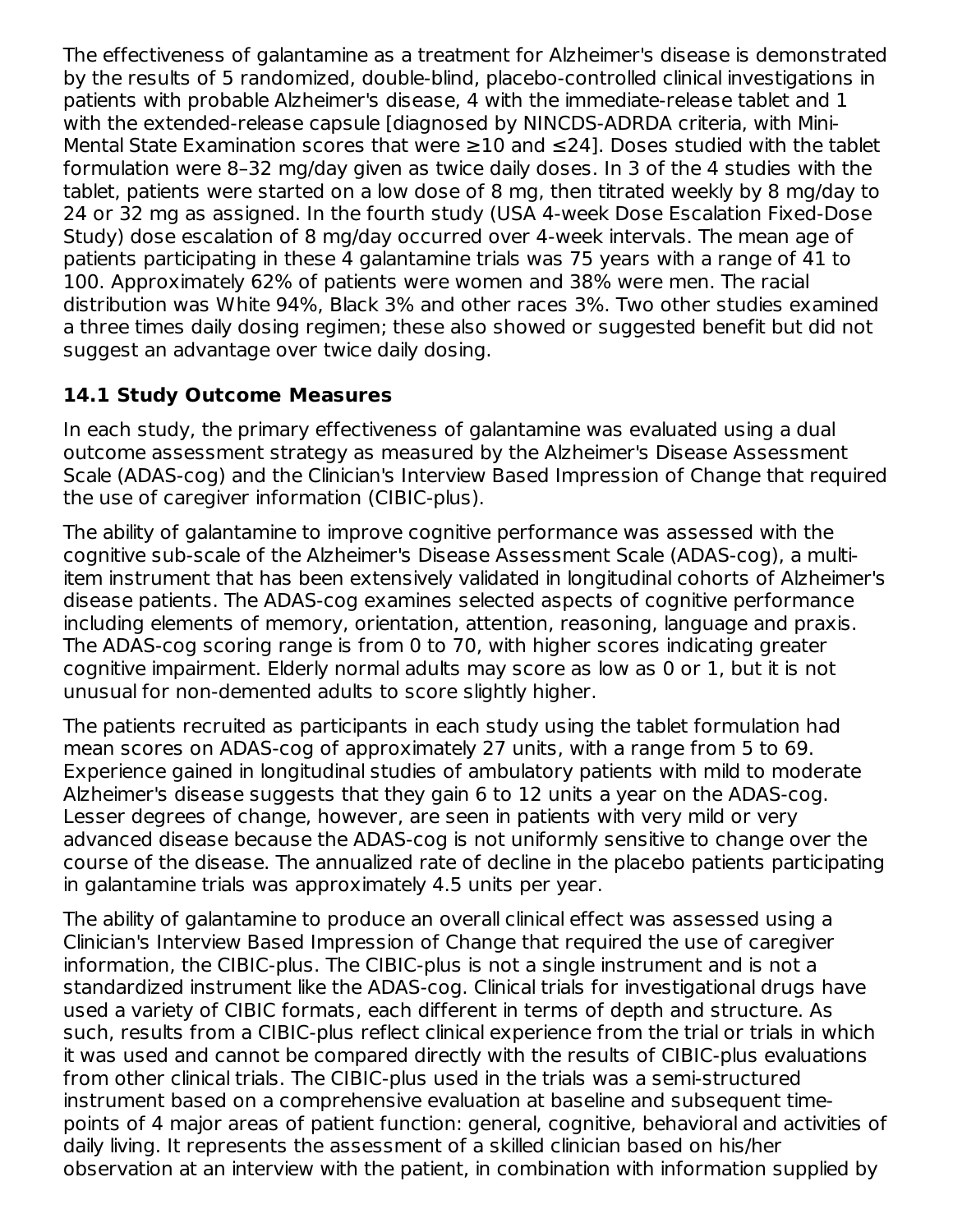The effectiveness of galantamine as a treatment for Alzheimer's disease is demonstrated by the results of 5 randomized, double-blind, placebo-controlled clinical investigations in patients with probable Alzheimer's disease, 4 with the immediate-release tablet and 1 with the extended-release capsule [diagnosed by NINCDS-ADRDA criteria, with Mini-Mental State Examination scores that were ≥10 and ≤24]. Doses studied with the tablet formulation were 8–32 mg/day given as twice daily doses. In 3 of the 4 studies with the tablet, patients were started on a low dose of 8 mg, then titrated weekly by 8 mg/day to 24 or 32 mg as assigned. In the fourth study (USA 4-week Dose Escalation Fixed-Dose Study) dose escalation of 8 mg/day occurred over 4-week intervals. The mean age of patients participating in these 4 galantamine trials was 75 years with a range of 41 to 100. Approximately 62% of patients were women and 38% were men. The racial distribution was White 94%, Black 3% and other races 3%. Two other studies examined a three times daily dosing regimen; these also showed or suggested benefit but did not suggest an advantage over twice daily dosing.

## 14.1 Study Outcome Measures

In each study, the primary effectiveness of galantamine was evaluated using a dual outcome assessment strategy as measured by the Alzheimer's Disease Assessment Scale (ADAS-cog) and the Clinician's Interview Based Impression of Change that required the use of caregiver information (CIBIC-plus).

The ability of galantamine to improve cognitive performance was assessed with the cognitive sub-scale of the Alzheimer's Disease Assessment Scale (ADAS-cog), a multi-item instrument that has been extensively validated in longitudinal cohorts of Alzheimer's disease patients. The ADAS-cog examines selected aspects of cognitive performance including elements of memory, orientation, attention, reasoning, language and praxis. The ADAS-cog scoring range is from 0 to 70, with higher scores indicating greater cognitive impairment. Elderly normal adults may score as low as 0 or 1, but it is not unusual for non-demented adults to score slightly higher.

The patients recruited as participants in each study using the tablet formulation had mean scores on ADAS-cog of approximately 27 units, with a range from 5 to 69. Experience gained in longitudinal studies of ambulatory patients with mild to moderate Alzheimer's disease suggests that they gain 6 to 12 units a year on the ADAS-cog. Lesser degrees of change, however, are seen in patients with very mild or very advanced disease because the ADAS-cog is not uniformly sensitive to change over the course of the disease. The annualized rate of decline in the placebo patients participating in galantamine trials was approximately 4.5 units per year.

The ability of galantamine to produce an overall clinical effect was assessed using a Clinician's Interview Based Impression of Change that required the use of caregiver information, the CIBIC-plus. The CIBIC-plus is not a single instrument and is not a standardized instrument like the ADAS-cog. Clinical trials for investigational drugs have used a variety of CIBIC formats, each different in terms of depth and structure. As such, results from a CIBIC-plus reflect clinical experience from the trial or trials in which it was used and cannot be compared directly with the results of CIBIC-plus evaluations from other clinical trials. The CIBIC-plus used in the trials was a semi-structured instrument based on a comprehensive evaluation at baseline and subsequent time-points of 4 major areas of patient function: general, cognitive, behavioral and activities of daily living. It represents the assessment of a skilled clinician based on his/her observation at an interview with the patient, in combination with information supplied by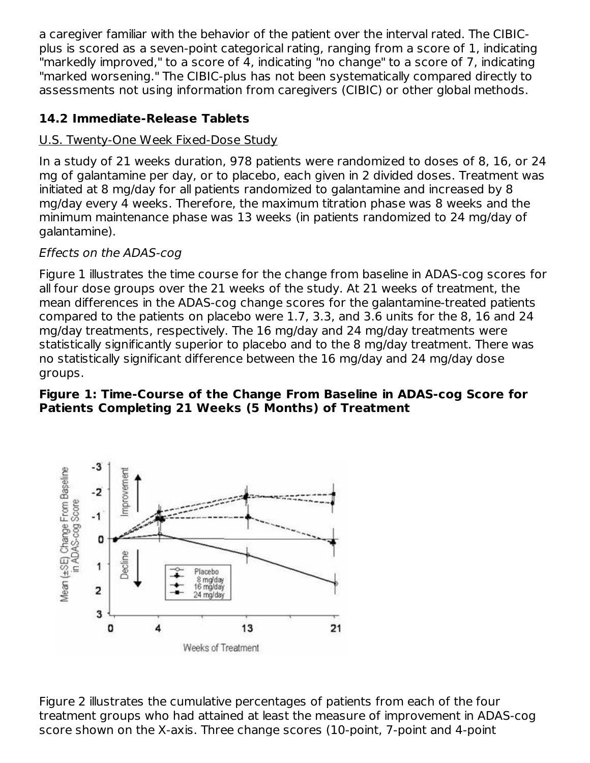a caregiver familiar with the behavior of the patient over the interval rated. The CIBIC-plus is scored as a seven-point categorical rating, ranging from a score of 1, indicating "markedly improved," to a score of 4, indicating "no change" to a score of 7, indicating "marked worsening." The CIBIC-plus has not been systematically compared directly to assessments not using information from caregivers (CIBIC) or other global methods.

### 14.2 Immediate-Release Tablets

U.S. Twenty-One Week Fixed-Dose Study

In a study of 21 weeks duration, 978 patients were randomized to doses of 8, 16, or 24 mg of galantamine per day, or to placebo, each given in 2 divided doses. Treatment was initiated at 8 mg/day for all patients randomized to galantamine and increased by 8 mg/day every 4 weeks. Therefore, the maximum titration phase was 8 weeks and the minimum maintenance phase was 13 weeks (in patients randomized to 24 mg/day of galantamine).

*Effects on the ADAS-cog*

Figure 1 illustrates the time course for the change from baseline in ADAS-cog scores for all four dose groups over the 21 weeks of the study. At 21 weeks of treatment, the mean differences in the ADAS-cog change scores for the galantamine-treated patients compared to the patients on placebo were 1.7, 3.3, and 3.6 units for the 8, 16 and 24 mg/day treatments, respectively. The 16 mg/day and 24 mg/day treatments were statistically significantly superior to placebo and to the 8 mg/day treatment. There was no statistically significant difference between the 16 mg/day and 24 mg/day dose groups.

**Figure 1: Time-Course of the Change From Baseline in ADAS-cog Score for Patients Completing 21 Weeks (5 Months) of Treatment**

Figure 2 illustrates the cumulative percentages of patients from each of the four treatment groups who had attained at least the measure of improvement in ADAS-cog score shown on the X-axis. Three change scores (10-point, 7-point and 4-point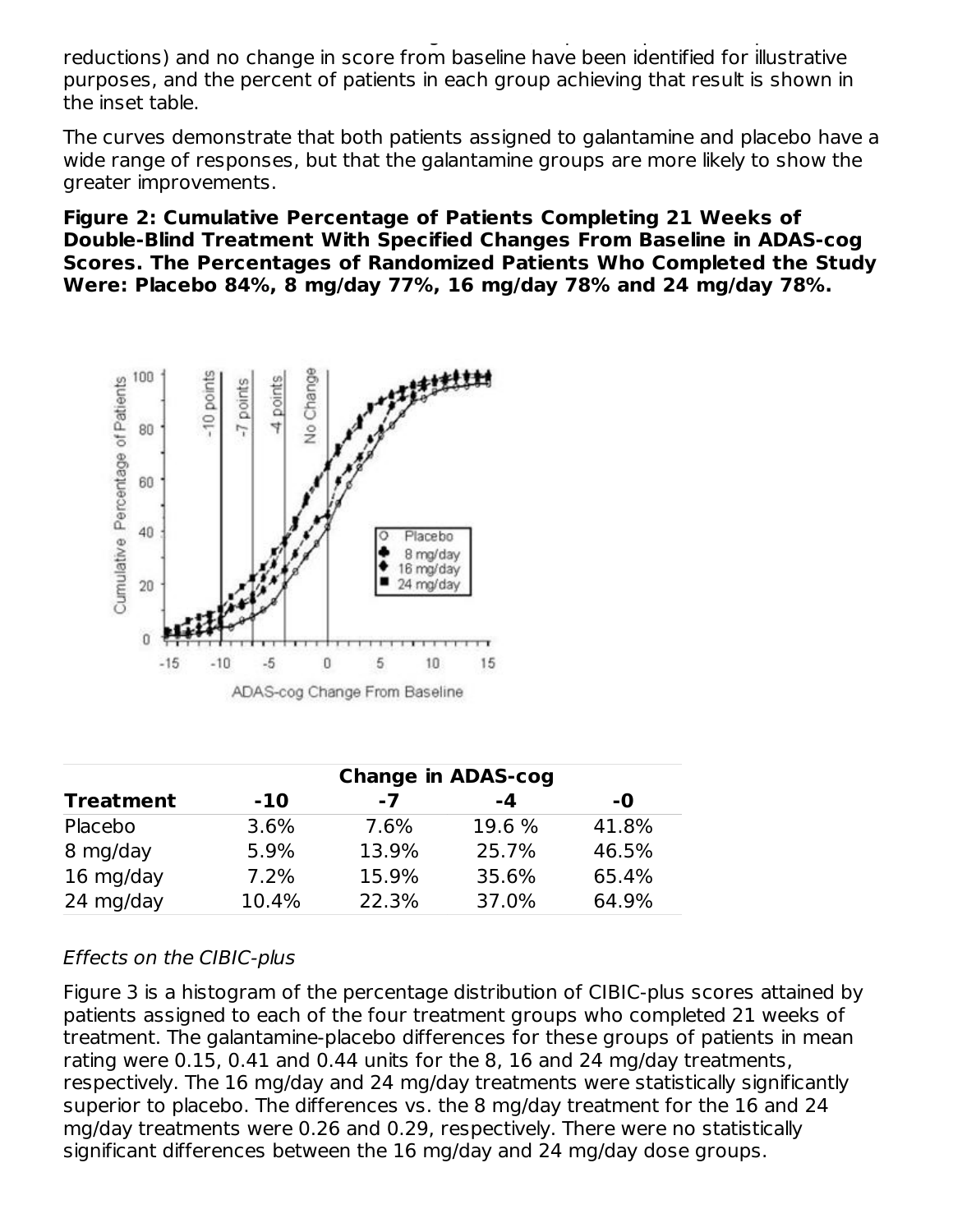reductions) and no change in score from baseline have been identified for illustrative purposes, and the percent of patients in each group achieving that result is shown in the inset table.

The curves demonstrate that both patients assigned to galantamine and placebo have a wide range of responses, but that the galantamine groups are more likely to show the greater improvements.

**Figure 2: Cumulative Percentage of Patients Completing 21 Weeks of Double-Blind Treatment With Specified Changes From Baseline in ADAS-cog Scores. The Percentages of Randomized Patients Who Completed the Study Were: Placebo 84%, 8 mg/day 77%, 16 mg/day 78% and 24 mg/day 78%.**

| | Change in ADAS-cog | | | |
|---|---|---|---|---|
| **Treatment** | **-10** | **-7** | **-4** | **-0** |
| Placebo | 3.6% | 7.6% | 19.6 % | 41.8% |
| 8 mg/day | 5.9% | 13.9% | 25.7% | 46.5% |
| 16 mg/day | 7.2% | 15.9% | 35.6% | 65.4% |
| 24 mg/day | 10.4% | 22.3% | 37.0% | 64.9% |

*Effects on the CIBIC-plus*

Figure 3 is a histogram of the percentage distribution of CIBIC-plus scores attained by patients assigned to each of the four treatment groups who completed 21 weeks of treatment. The galantamine-placebo differences for these groups of patients in mean rating were 0.15, 0.41 and 0.44 units for the 8, 16 and 24 mg/day treatments, respectively. The 16 mg/day and 24 mg/day treatments were statistically significantly superior to placebo. The differences vs. the 8 mg/day treatment for the 16 and 24 mg/day treatments were 0.26 and 0.29, respectively. There were no statistically significant differences between the 16 mg/day and 24 mg/day dose groups.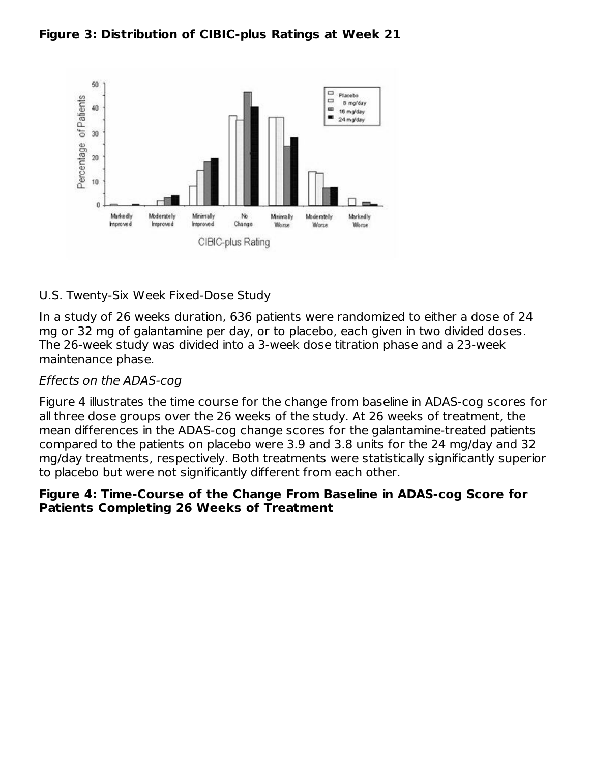**Figure 3: Distribution of CIBIC-plus Ratings at Week 21**

U.S. Twenty-Six Week Fixed-Dose Study

In a study of 26 weeks duration, 636 patients were randomized to either a dose of 24 mg or 32 mg of galantamine per day, or to placebo, each given in two divided doses. The 26-week study was divided into a 3-week dose titration phase and a 23-week maintenance phase.

*Effects on the ADAS-cog*

Figure 4 illustrates the time course for the change from baseline in ADAS-cog scores for all three dose groups over the 26 weeks of the study. At 26 weeks of treatment, the mean differences in the ADAS-cog change scores for the galantamine-treated patients compared to the patients on placebo were 3.9 and 3.8 units for the 24 mg/day and 32 mg/day treatments, respectively. Both treatments were statistically significantly superior to placebo but were not significantly different from each other.

**Figure 4: Time-Course of the Change From Baseline in ADAS-cog Score for Patients Completing 26 Weeks of Treatment**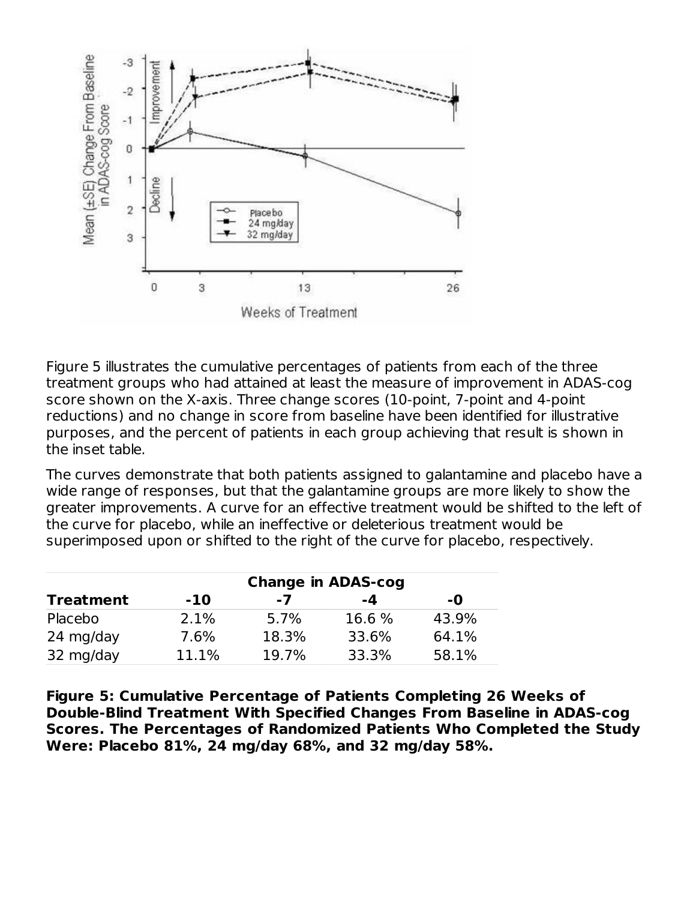Figure 5 illustrates the cumulative percentages of patients from each of the three treatment groups who had attained at least the measure of improvement in ADAS-cog score shown on the X-axis. Three change scores (10-point, 7-point and 4-point reductions) and no change in score from baseline have been identified for illustrative purposes, and the percent of patients in each group achieving that result is shown in the inset table.

The curves demonstrate that both patients assigned to galantamine and placebo have a wide range of responses, but that the galantamine groups are more likely to show the greater improvements. A curve for an effective treatment would be shifted to the left of the curve for placebo, while an ineffective or deleterious treatment would be superimposed upon or shifted to the right of the curve for placebo, respectively.

| | **Change in ADAS-cog** | | | |
|---|---|---|---|---|
| **Treatment** | **-10** | **-7** | **-4** | **-0** |
| Placebo | 2.1% | 5.7% | 16.6 % | 43.9% |
| 24 mg/day | 7.6% | 18.3% | 33.6% | 64.1% |
| 32 mg/day | 11.1% | 19.7% | 33.3% | 58.1% |

**Figure 5: Cumulative Percentage of Patients Completing 26 Weeks of Double-Blind Treatment With Specified Changes From Baseline in ADAS-cog Scores. The Percentages of Randomized Patients Who Completed the Study Were: Placebo 81%, 24 mg/day 68%, and 32 mg/day 58%.**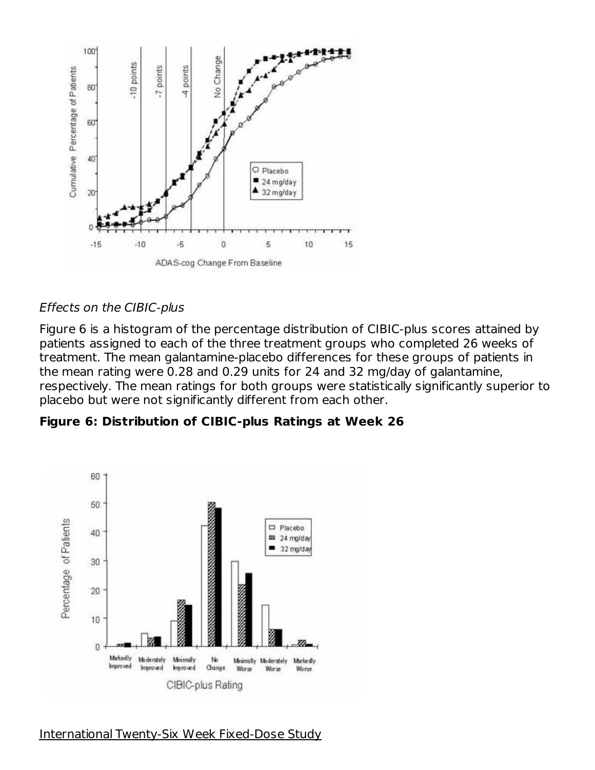*Effects on the CIBIC-plus*

Figure 6 is a histogram of the percentage distribution of CIBIC-plus scores attained by patients assigned to each of the three treatment groups who completed 26 weeks of treatment. The mean galantamine-placebo differences for these groups of patients in the mean rating were 0.28 and 0.29 units for 24 and 32 mg/day of galantamine, respectively. The mean ratings for both groups were statistically significantly superior to placebo but were not significantly different from each other.

**Figure 6: Distribution of CIBIC-plus Ratings at Week 26**

International Twenty-Six Week Fixed-Dose Study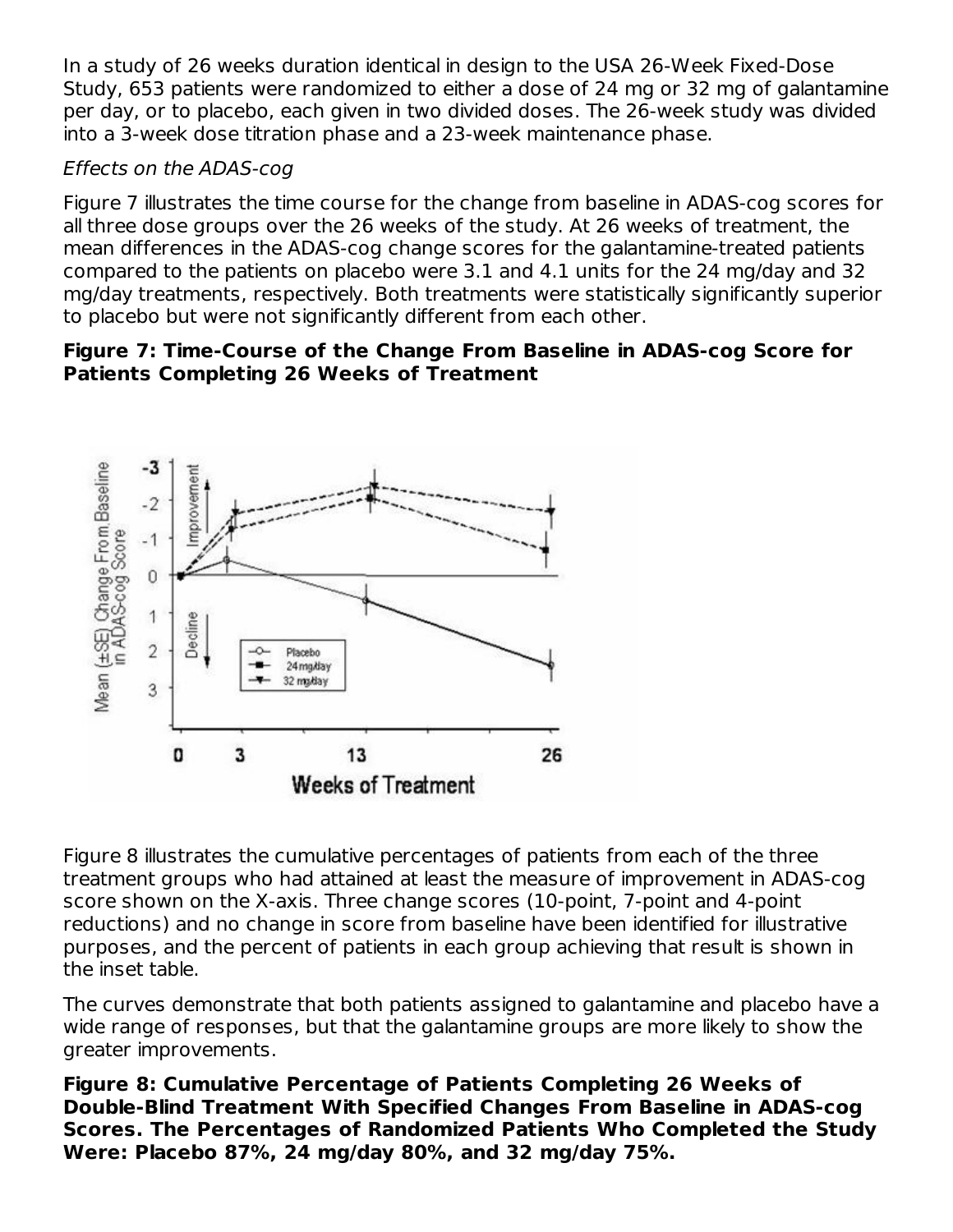In a study of 26 weeks duration identical in design to the USA 26-Week Fixed-Dose Study, 653 patients were randomized to either a dose of 24 mg or 32 mg of galantamine per day, or to placebo, each given in two divided doses. The 26-week study was divided into a 3-week dose titration phase and a 23-week maintenance phase.

*Effects on the ADAS-cog*

Figure 7 illustrates the time course for the change from baseline in ADAS-cog scores for all three dose groups over the 26 weeks of the study. At 26 weeks of treatment, the mean differences in the ADAS-cog change scores for the galantamine-treated patients compared to the patients on placebo were 3.1 and 4.1 units for the 24 mg/day and 32 mg/day treatments, respectively. Both treatments were statistically significantly superior to placebo but were not significantly different from each other.

**Figure 7: Time-Course of the Change From Baseline in ADAS-cog Score for Patients Completing 26 Weeks of Treatment**

Figure 8 illustrates the cumulative percentages of patients from each of the three treatment groups who had attained at least the measure of improvement in ADAS-cog score shown on the X-axis. Three change scores (10-point, 7-point and 4-point reductions) and no change in score from baseline have been identified for illustrative purposes, and the percent of patients in each group achieving that result is shown in the inset table.

The curves demonstrate that both patients assigned to galantamine and placebo have a wide range of responses, but that the galantamine groups are more likely to show the greater improvements.

**Figure 8: Cumulative Percentage of Patients Completing 26 Weeks of Double-Blind Treatment With Specified Changes From Baseline in ADAS-cog Scores. The Percentages of Randomized Patients Who Completed the Study Were: Placebo 87%, 24 mg/day 80%, and 32 mg/day 75%.**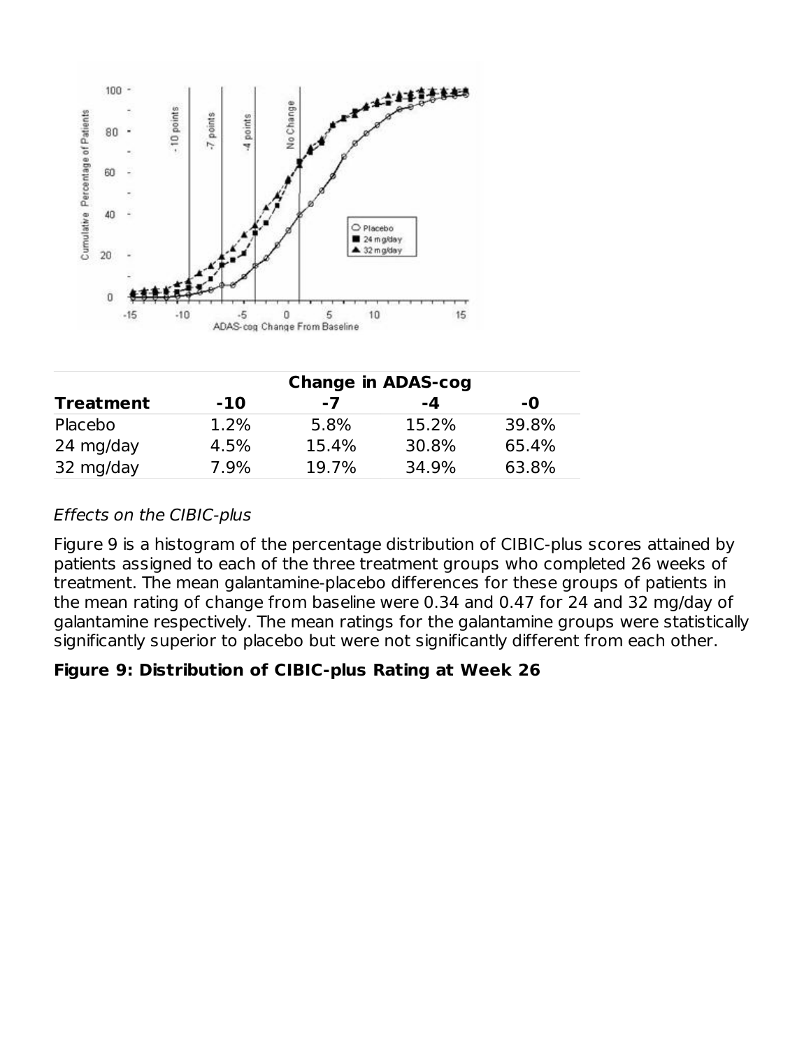| Treatment | Change in ADAS-cog | | | |
|---|---|---|---|---|
| | -10 | -7 | -4 | -0 |
| Placebo | 1.2% | 5.8% | 15.2% | 39.8% |
| 24 mg/day | 4.5% | 15.4% | 30.8% | 65.4% |
| 32 mg/day | 7.9% | 19.7% | 34.9% | 63.8% |

*Effects on the CIBIC-plus*

Figure 9 is a histogram of the percentage distribution of CIBIC-plus scores attained by patients assigned to each of the three treatment groups who completed 26 weeks of treatment. The mean galantamine-placebo differences for these groups of patients in the mean rating of change from baseline were 0.34 and 0.47 for 24 and 32 mg/day of galantamine respectively. The mean ratings for the galantamine groups were statistically significantly superior to placebo but were not significantly different from each other.

**Figure 9: Distribution of CIBIC-plus Rating at Week 26**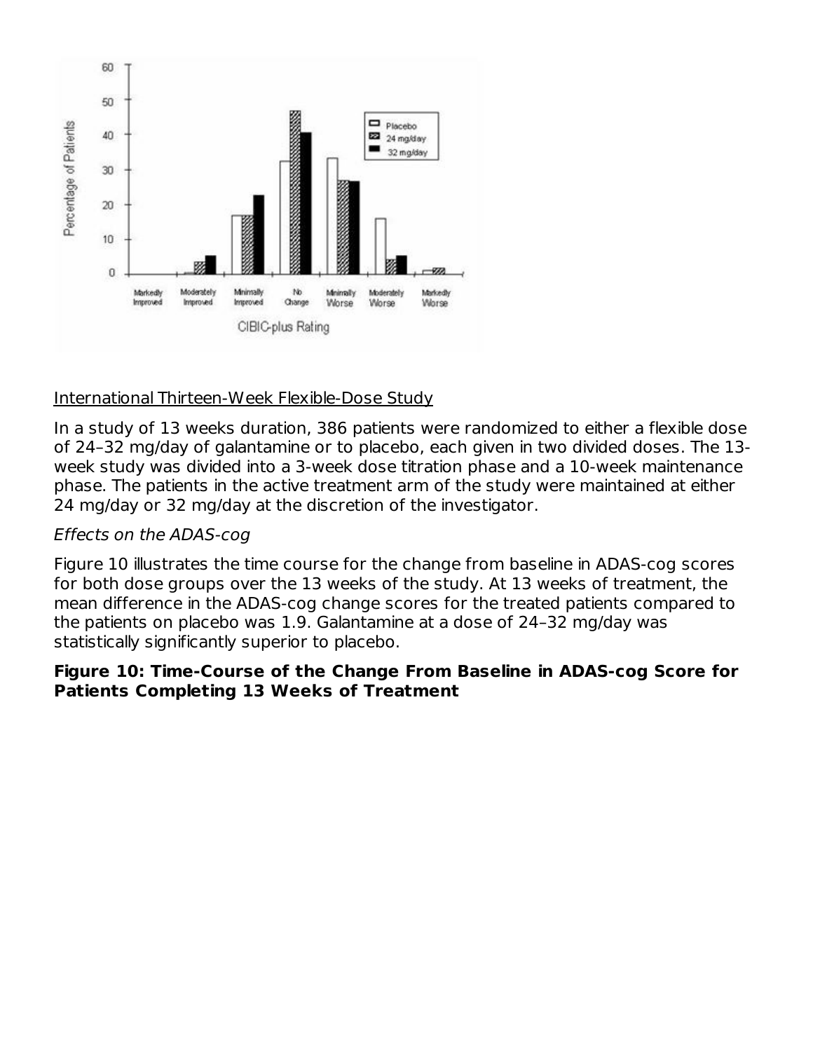International Thirteen-Week Flexible-Dose Study

In a study of 13 weeks duration, 386 patients were randomized to either a flexible dose of 24–32 mg/day of galantamine or to placebo, each given in two divided doses. The 13-week study was divided into a 3-week dose titration phase and a 10-week maintenance phase. The patients in the active treatment arm of the study were maintained at either 24 mg/day or 32 mg/day at the discretion of the investigator.

*Effects on the ADAS-cog*

Figure 10 illustrates the time course for the change from baseline in ADAS-cog scores for both dose groups over the 13 weeks of the study. At 13 weeks of treatment, the mean difference in the ADAS-cog change scores for the treated patients compared to the patients on placebo was 1.9. Galantamine at a dose of 24–32 mg/day was statistically significantly superior to placebo.

**Figure 10: Time-Course of the Change From Baseline in ADAS-cog Score for Patients Completing 13 Weeks of Treatment**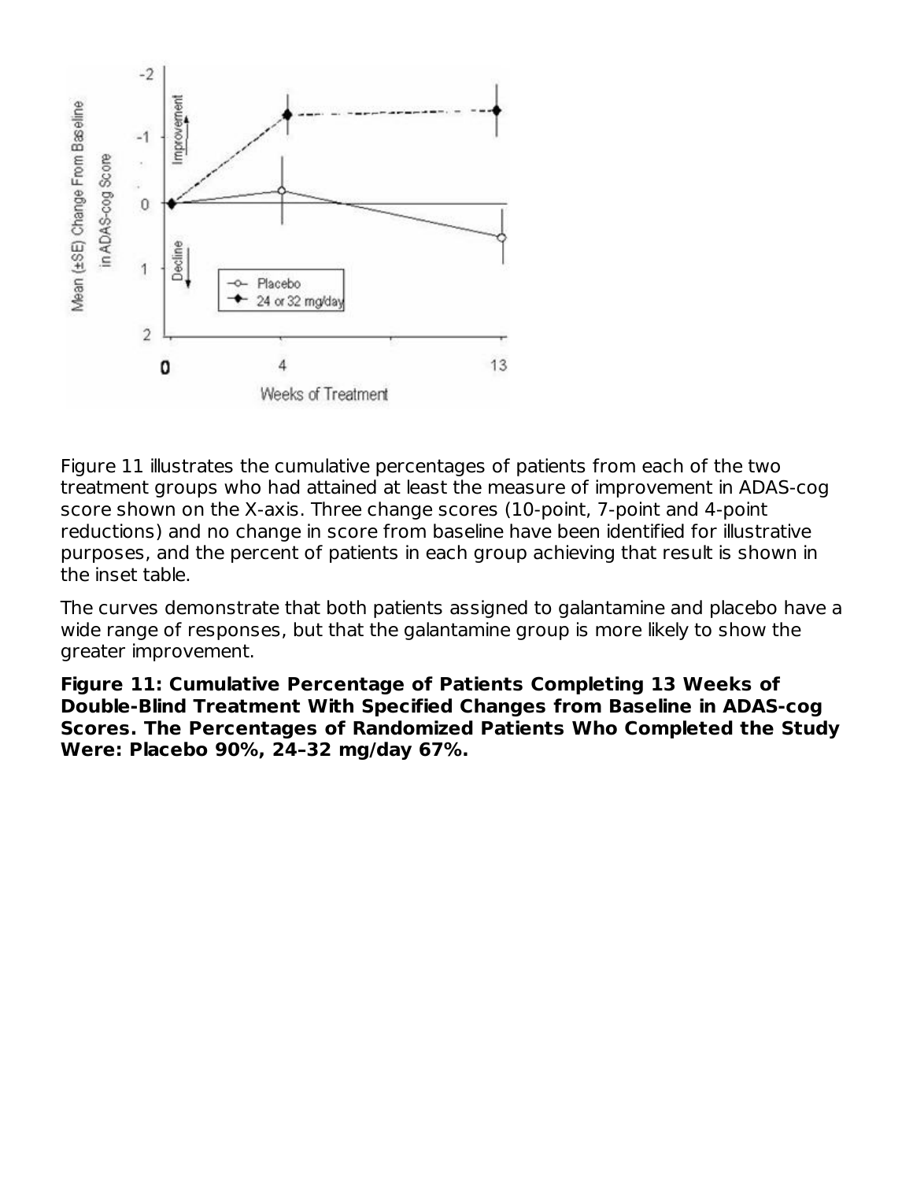Figure 11 illustrates the cumulative percentages of patients from each of the two treatment groups who had attained at least the measure of improvement in ADAS-cog score shown on the X-axis. Three change scores (10-point, 7-point and 4-point reductions) and no change in score from baseline have been identified for illustrative purposes, and the percent of patients in each group achieving that result is shown in the inset table.

The curves demonstrate that both patients assigned to galantamine and placebo have a wide range of responses, but that the galantamine group is more likely to show the greater improvement.

**Figure 11: Cumulative Percentage of Patients Completing 13 Weeks of Double-Blind Treatment With Specified Changes from Baseline in ADAS-cog Scores. The Percentages of Randomized Patients Who Completed the Study Were: Placebo 90%, 24–32 mg/day 67%.**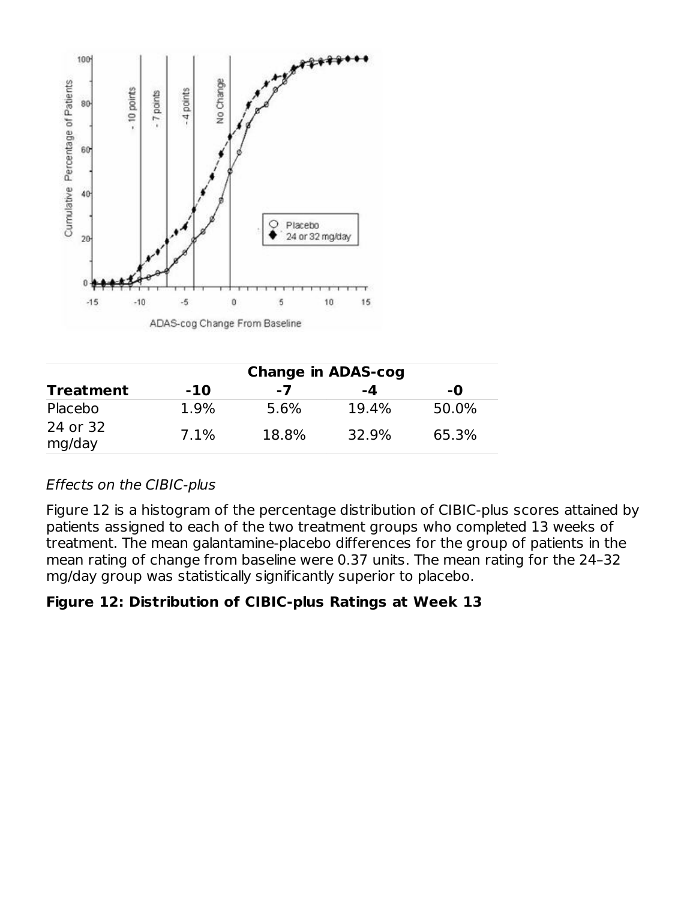| Treatment | Change in ADAS-cog -10 | -7 | -4 | -0 |
|---|---|---|---|---|
| Placebo | 1.9% | 5.6% | 19.4% | 50.0% |
| 24 or 32 mg/day | 7.1% | 18.8% | 32.9% | 65.3% |

*Effects on the CIBIC-plus*

Figure 12 is a histogram of the percentage distribution of CIBIC-plus scores attained by patients assigned to each of the two treatment groups who completed 13 weeks of treatment. The mean galantamine-placebo differences for the group of patients in the mean rating of change from baseline were 0.37 units. The mean rating for the 24–32 mg/day group was statistically significantly superior to placebo.

**Figure 12: Distribution of CIBIC-plus Ratings at Week 13**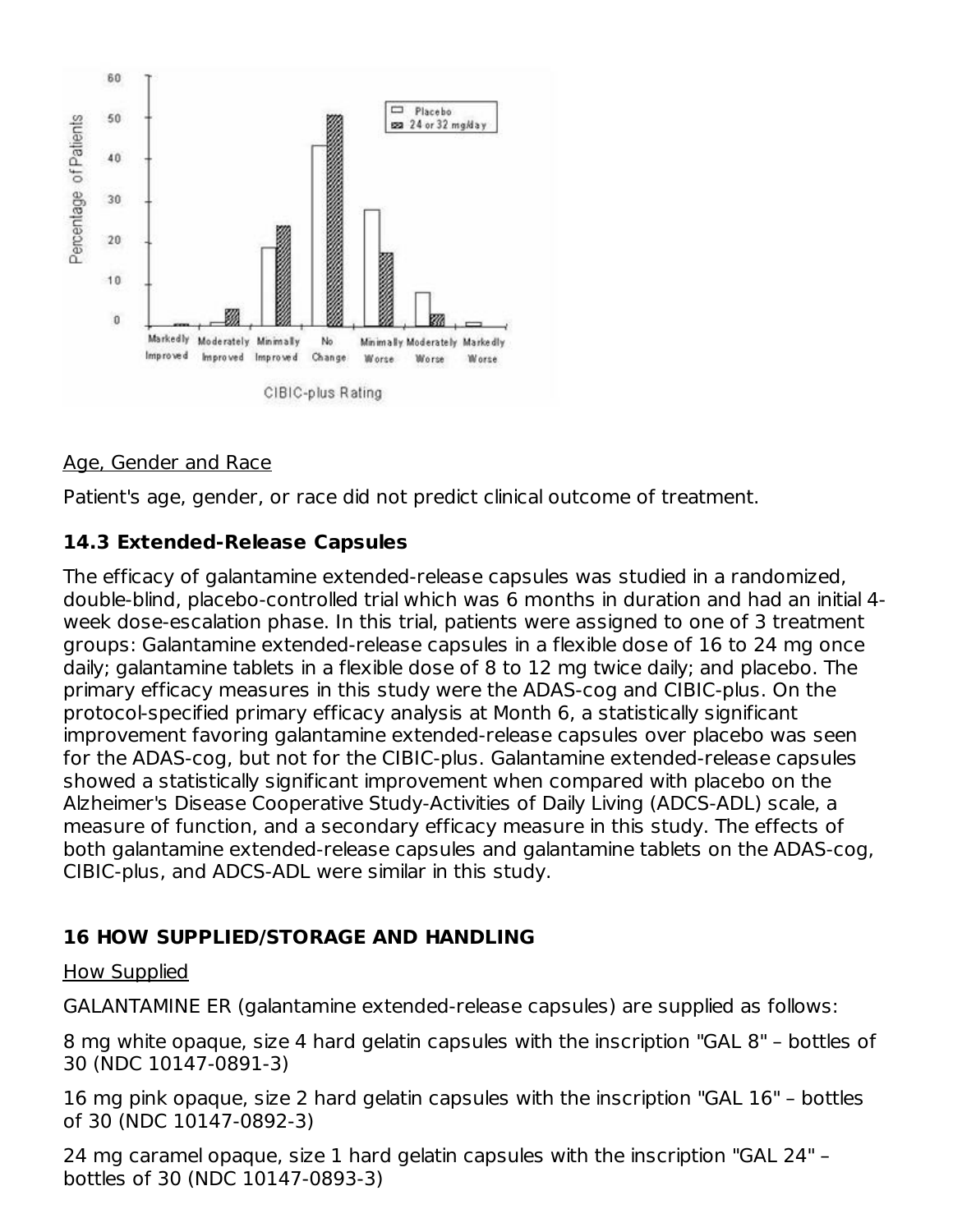## Age, Gender and Race

Patient's age, gender, or race did not predict clinical outcome of treatment.

### 14.3 Extended-Release Capsules

The efficacy of galantamine extended-release capsules was studied in a randomized, double-blind, placebo-controlled trial which was 6 months in duration and had an initial 4-week dose-escalation phase. In this trial, patients were assigned to one of 3 treatment groups: Galantamine extended-release capsules in a flexible dose of 16 to 24 mg once daily; galantamine tablets in a flexible dose of 8 to 12 mg twice daily; and placebo. The primary efficacy measures in this study were the ADAS-cog and CIBIC-plus. On the protocol-specified primary efficacy analysis at Month 6, a statistically significant improvement favoring galantamine extended-release capsules over placebo was seen for the ADAS-cog, but not for the CIBIC-plus. Galantamine extended-release capsules showed a statistically significant improvement when compared with placebo on the Alzheimer's Disease Cooperative Study-Activities of Daily Living (ADCS-ADL) scale, a measure of function, and a secondary efficacy measure in this study. The effects of both galantamine extended-release capsules and galantamine tablets on the ADAS-cog, CIBIC-plus, and ADCS-ADL were similar in this study.

## 16 HOW SUPPLIED/STORAGE AND HANDLING

How Supplied

GALANTAMINE ER (galantamine extended-release capsules) are supplied as follows:

8 mg white opaque, size 4 hard gelatin capsules with the inscription "GAL 8" – bottles of 30 (NDC 10147-0891-3)

16 mg pink opaque, size 2 hard gelatin capsules with the inscription "GAL 16" – bottles of 30 (NDC 10147-0892-3)

24 mg caramel opaque, size 1 hard gelatin capsules with the inscription "GAL 24" – bottles of 30 (NDC 10147-0893-3)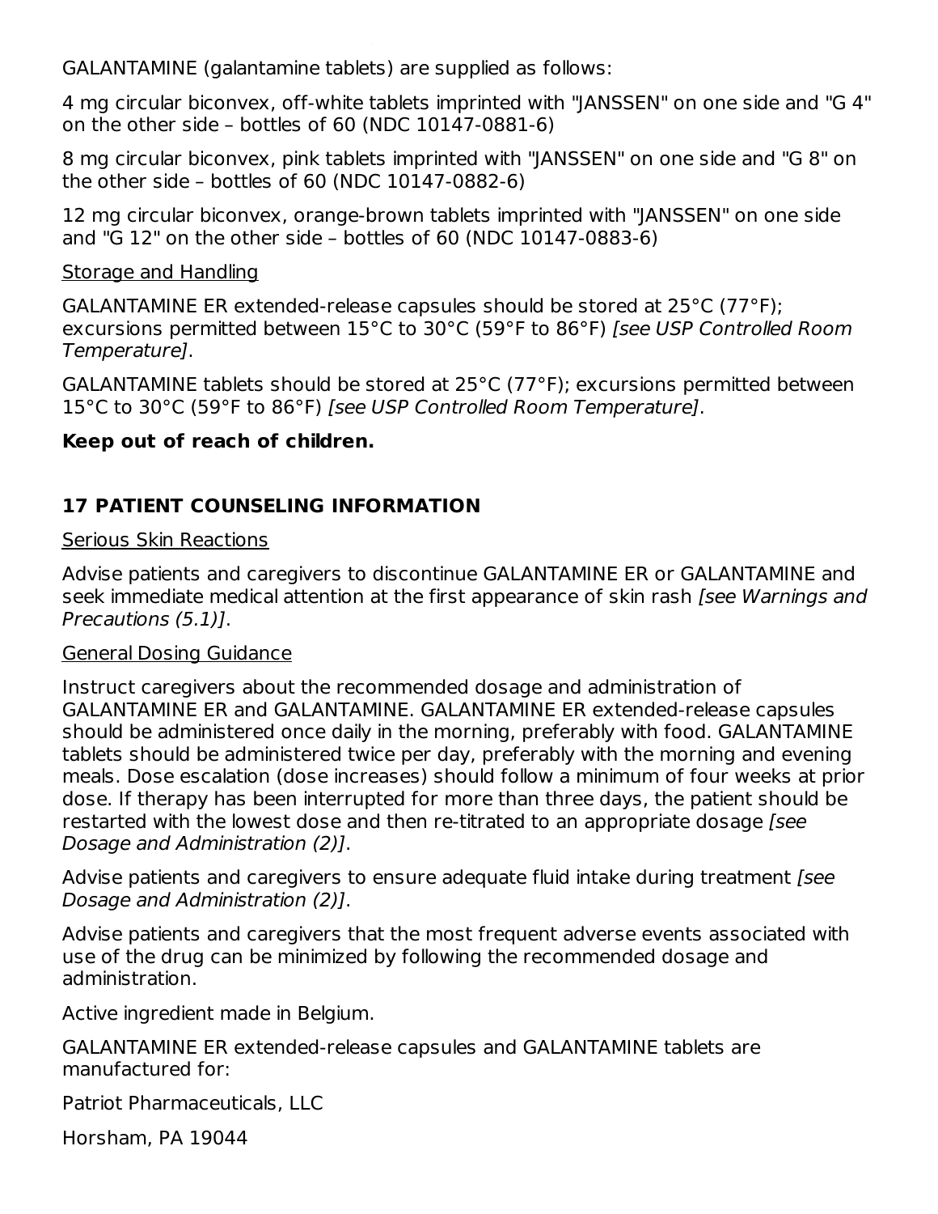GALANTAMINE (galantamine tablets) are supplied as follows:

4 mg circular biconvex, off-white tablets imprinted with "JANSSEN" on one side and "G 4" on the other side – bottles of 60 (NDC 10147-0881-6)

8 mg circular biconvex, pink tablets imprinted with "JANSSEN" on one side and "G 8" on the other side – bottles of 60 (NDC 10147-0882-6)

12 mg circular biconvex, orange-brown tablets imprinted with "JANSSEN" on one side and "G 12" on the other side – bottles of 60 (NDC 10147-0883-6)

Storage and Handling

GALANTAMINE ER extended-release capsules should be stored at 25°C (77°F); excursions permitted between 15°C to 30°C (59°F to 86°F) *[see USP Controlled Room Temperature]*.

GALANTAMINE tablets should be stored at 25°C (77°F); excursions permitted between 15°C to 30°C (59°F to 86°F) *[see USP Controlled Room Temperature]*.

**Keep out of reach of children.**

## 17 PATIENT COUNSELING INFORMATION

Serious Skin Reactions

Advise patients and caregivers to discontinue GALANTAMINE ER or GALANTAMINE and seek immediate medical attention at the first appearance of skin rash *[see Warnings and Precautions (5.1)]*.

General Dosing Guidance

Instruct caregivers about the recommended dosage and administration of GALANTAMINE ER and GALANTAMINE. GALANTAMINE ER extended-release capsules should be administered once daily in the morning, preferably with food. GALANTAMINE tablets should be administered twice per day, preferably with the morning and evening meals. Dose escalation (dose increases) should follow a minimum of four weeks at prior dose. If therapy has been interrupted for more than three days, the patient should be restarted with the lowest dose and then re-titrated to an appropriate dosage *[see Dosage and Administration (2)]*.

Advise patients and caregivers to ensure adequate fluid intake during treatment *[see Dosage and Administration (2)]*.

Advise patients and caregivers that the most frequent adverse events associated with use of the drug can be minimized by following the recommended dosage and administration.

Active ingredient made in Belgium.

GALANTAMINE ER extended-release capsules and GALANTAMINE tablets are manufactured for:

Patriot Pharmaceuticals, LLC

Horsham, PA 19044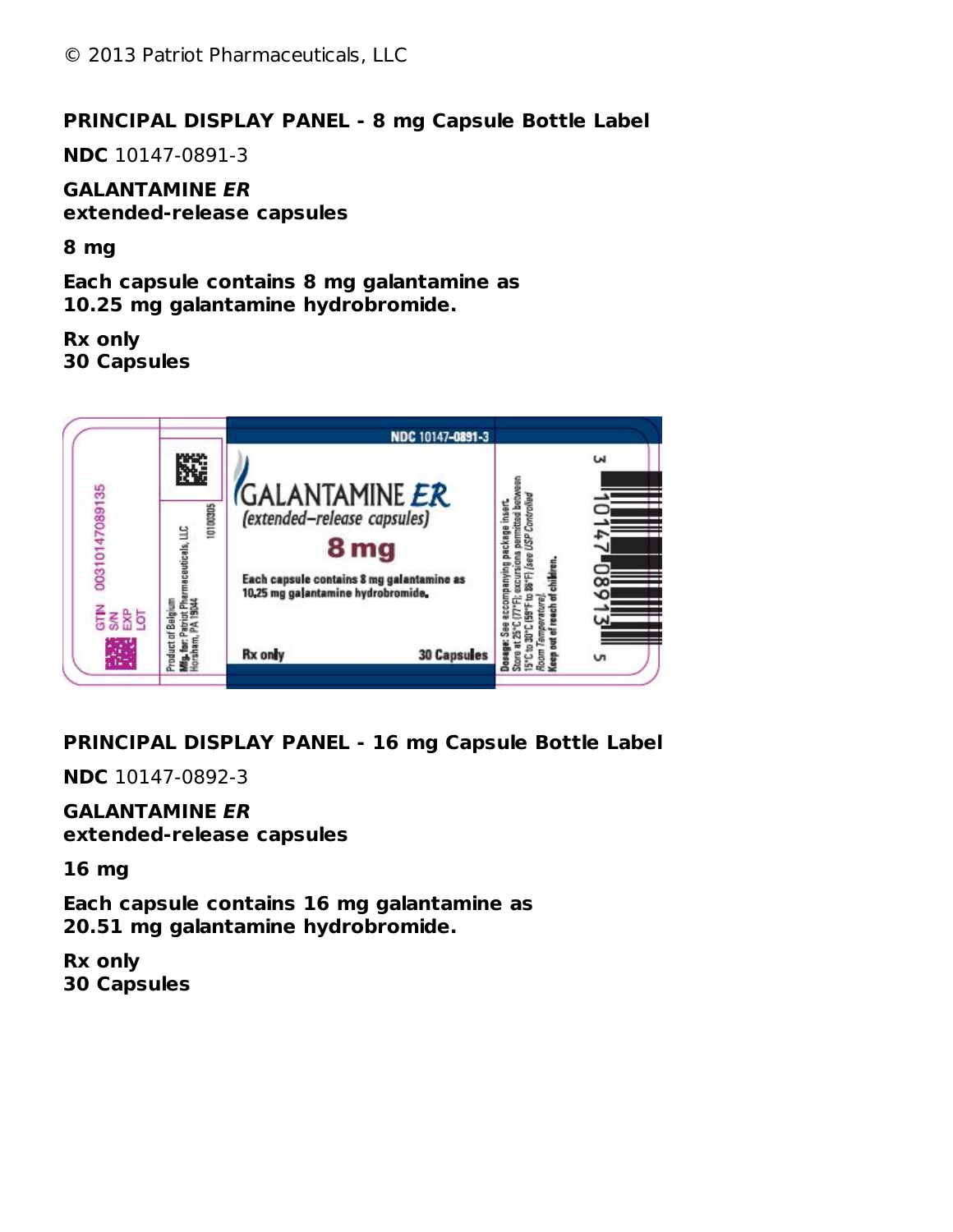© 2013 Patriot Pharmaceuticals, LLC

**PRINCIPAL DISPLAY PANEL - 8 mg Capsule Bottle Label**

**NDC** 10147-0891-3

**GALANTAMINE *ER***
**extended-release capsules**

**8 mg**

**Each capsule contains 8 mg galantamine as 10.25 mg galantamine hydrobromide.**

**Rx only**
**30 Capsules**

**PRINCIPAL DISPLAY PANEL - 16 mg Capsule Bottle Label**

**NDC** 10147-0892-3

**GALANTAMINE *ER***
**extended-release capsules**

**16 mg**

**Each capsule contains 16 mg galantamine as 20.51 mg galantamine hydrobromide.**

**Rx only**
**30 Capsules**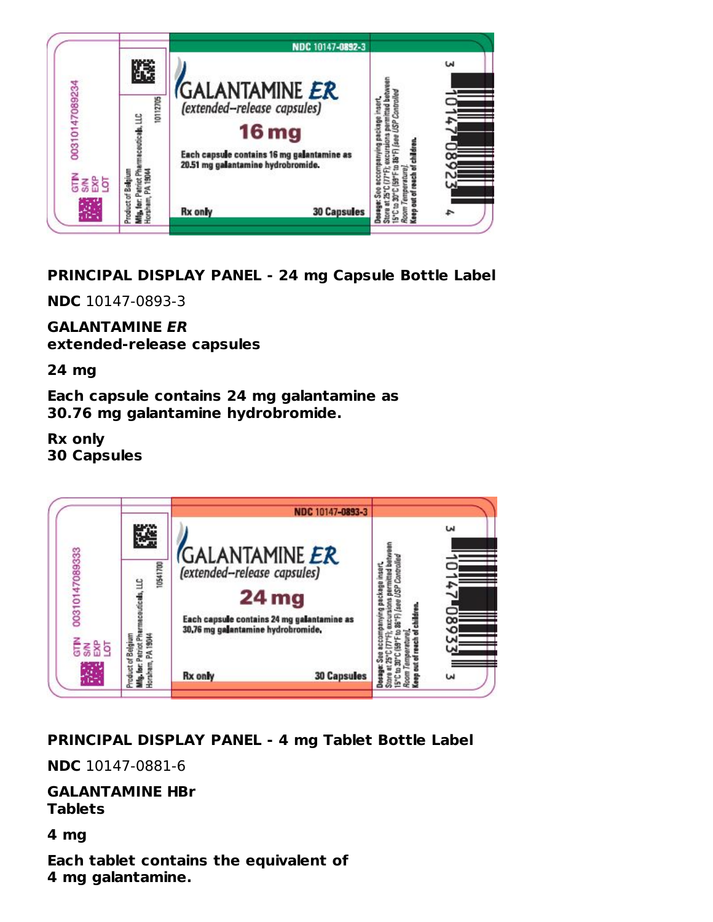**PRINCIPAL DISPLAY PANEL - 24 mg Capsule Bottle Label**

**NDC** 10147-0893-3

**GALANTAMINE *ER***
**extended-release capsules**

**24 mg**

**Each capsule contains 24 mg galantamine as 30.76 mg galantamine hydrobromide.**

**Rx only**
**30 Capsules**

**PRINCIPAL DISPLAY PANEL - 4 mg Tablet Bottle Label**

**NDC** 10147-0881-6

**GALANTAMINE HBr**
**Tablets**

**4 mg**

**Each tablet contains the equivalent of 4 mg galantamine.**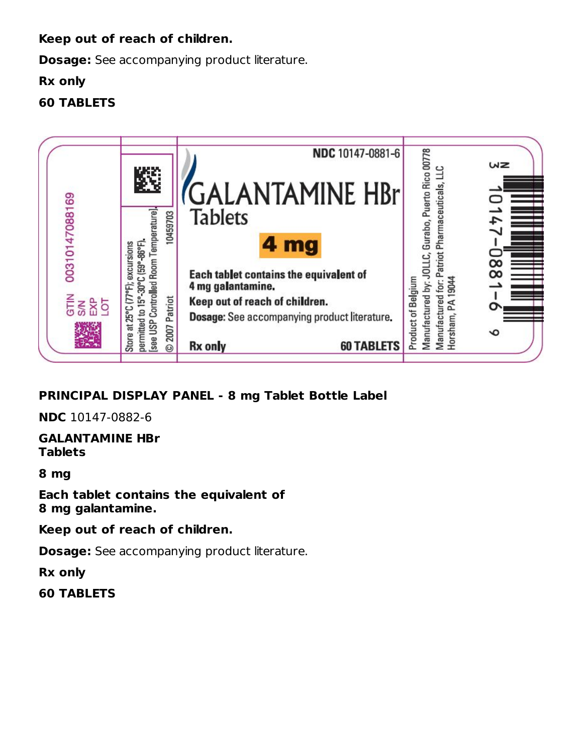**Keep out of reach of children.**

**Dosage:** See accompanying product literature.

**Rx only**

**60 TABLETS**

NDC 10147-0881-6

GALANTAMINE HBr
Tablets

4 mg

Each tablet contains the equivalent of 4 mg galantamine.

Keep out of reach of children.

Dosage: See accompanying product literature.

Rx only

60 TABLETS

Store at 25°C (77°F); excursions permitted to 15°-30°C (59°-86°F). [see USP Controlled Room Temperature].

© 2007 Patriot 10459703

GTIN 00310147088169
S/N
EXP
LOT

Product of Belgium
Manufactured by: JOLLC, Gurabo, Puerto Rico 00778
Manufactured for: Patriot Pharmaceuticals, LLC
Horsham, PA 19044

N 3 10147-0881-6 9

**PRINCIPAL DISPLAY PANEL - 8 mg Tablet Bottle Label**

**NDC** 10147-0882-6

**GALANTAMINE HBr
Tablets**

**8 mg**

**Each tablet contains the equivalent of 8 mg galantamine.**

**Keep out of reach of children.**

**Dosage:** See accompanying product literature.

**Rx only**

**60 TABLETS**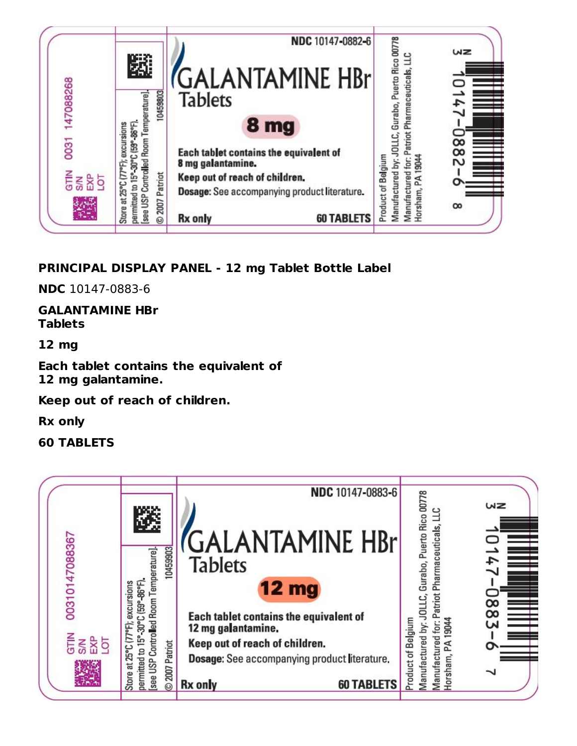GTIN 0031 147088268
S/N
EXP
LOT

Store at 25°C (77°F); excursions permitted to 15°-30°C (59°-86°F). [see USP Controlled Room Temperature].

10459803

© 2007 Patriot

NDC 10147-0882-6

GALANTAMINE HBr Tablets

8 mg

Each tablet contains the equivalent of 8 mg galantamine.

Keep out of reach of children.

Dosage: See accompanying product literature.

Rx only

60 TABLETS

Product of Belgium
Manufactured by: JOLLC, Gurabo, Puerto Rico 00778
Manufactured for: Patriot Pharmaceuticals, LLC
Horsham, PA 19044

3 10147-0882-6 8

**PRINCIPAL DISPLAY PANEL - 12 mg Tablet Bottle Label**

**NDC** 10147-0883-6

**GALANTAMINE HBr
Tablets**

**12 mg**

**Each tablet contains the equivalent of
12 mg galantamine.**

**Keep out of reach of children.**

**Rx only**

**60 TABLETS**

GTIN 00310147088367
S/N
EXP
LOT

Store at 25°C (77°F); excursions permitted to 15°-30°C (59°-86°F). [see USP Controlled Room Temperature].

10459903

© 2007 Patriot

NDC 10147-0883-6

GALANTAMINE HBr Tablets

12 mg

Each tablet contains the equivalent of 12 mg galantamine.

Keep out of reach of children.

Dosage: See accompanying product literature.

Rx only

60 TABLETS

Product of Belgium
Manufactured by: JOLLC, Gurabo, Puerto Rico 00778
Manufactured for: Patriot Pharmaceuticals, LLC
Horsham, PA 19044

3 10147-0883-6 7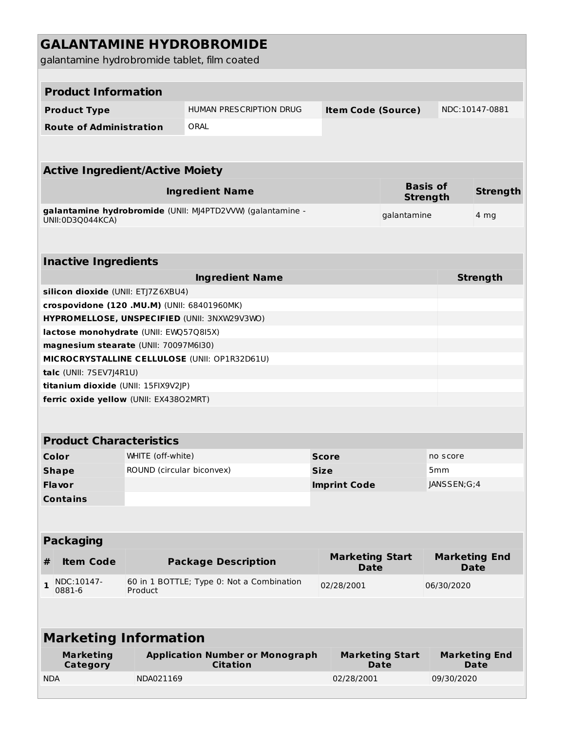# GALANTAMINE HYDROBROMIDE

galantamine hydrobromide tablet, film coated

## Product Information

| Product Type | HUMAN PRESCRIPTION DRUG | Item Code (Source) | NDC:10147-0881 |
|---|---|---|---|
| Route of Administration | ORAL | | |

## Active Ingredient/Active Moiety

| Ingredient Name | Basis of Strength | Strength |
|---|---|---|
| **galantamine hydrobromide** (UNII: MJ4PTD2VVW) (galantamine - UNII:0D3Q044KCA) | galantamine | 4 mg |

## Inactive Ingredients

| Ingredient Name | Strength |
|---|---|
| **silicon dioxide** (UNII: ETJ7Z6XBU4) | |
| **crospovidone (120 .MU.M)** (UNII: 68401960MK) | |
| **HYPROMELLOSE, UNSPECIFIED** (UNII: 3NXW29V3WO) | |
| **lactose monohydrate** (UNII: EWQ57Q8I5X) | |
| **magnesium stearate** (UNII: 70097M6I30) | |
| **MICROCRYSTALLINE CELLULOSE** (UNII: OP1R32D61U) | |
| **talc** (UNII: 7SEV7J4R1U) | |
| **titanium dioxide** (UNII: 15FIX9V2JP) | |
| **ferric oxide yellow** (UNII: EX438O2MRT) | |

## Product Characteristics

| Color | WHITE (off-white) | Score | no score |
|---|---|---|---|
| Shape | ROUND (circular biconvex) | Size | 5mm |
| Flavor | | Imprint Code | JANSSEN;G;4 |
| Contains | | | |

## Packaging

| # | Item Code | Package Description | Marketing Start Date | Marketing End Date |
|---|---|---|---|---|
| 1 | NDC:10147-0881-6 | 60 in 1 BOTTLE; Type 0: Not a Combination Product | 02/28/2001 | 06/30/2020 |

## Marketing Information

| Marketing Category | Application Number or Monograph Citation | Marketing Start Date | Marketing End Date |
|---|---|---|---|
| NDA | NDA021169 | 02/28/2001 | 09/30/2020 |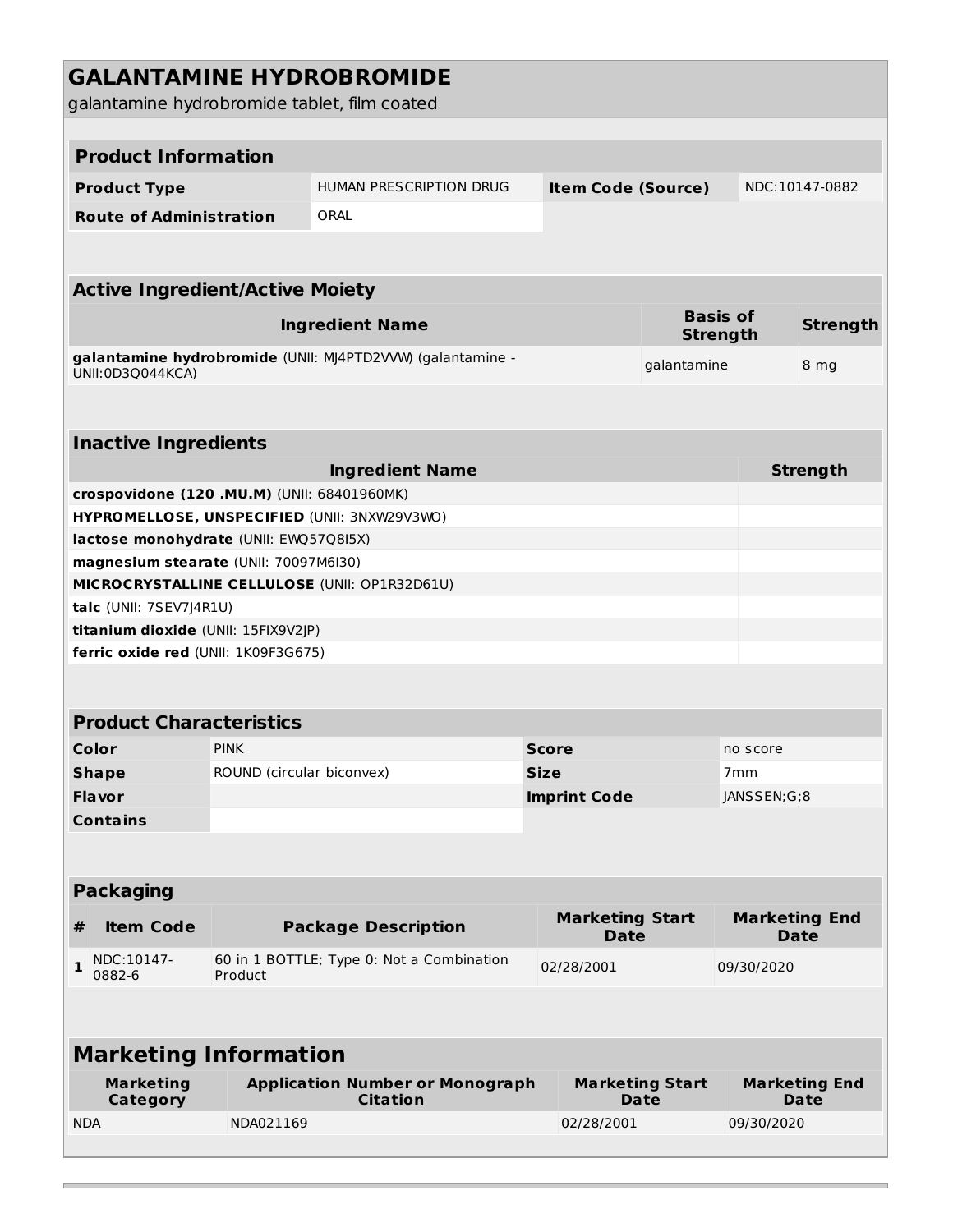# GALANTAMINE HYDROBROMIDE

galantamine hydrobromide tablet, film coated

## Product Information

| Product Type | HUMAN PRESCRIPTION DRUG | Item Code (Source) | NDC:10147-0882 |
|---|---|---|---|
| Route of Administration | ORAL | | |

## Active Ingredient/Active Moiety

| Ingredient Name | Basis of Strength | Strength |
|---|---|---|
| **galantamine hydrobromide** (UNII: MJ4PTD2VVW) (galantamine - UNII:0D3Q044KCA) | galantamine | 8 mg |

## Inactive Ingredients

| Ingredient Name | Strength |
|---|---|
| **crospovidone (120 .MU.M)** (UNII: 68401960MK) | |
| **HYPROMELLOSE, UNSPECIFIED** (UNII: 3NXW29V3WO) | |
| **lactose monohydrate** (UNII: EWQ57Q8I5X) | |
| **magnesium stearate** (UNII: 70097M6I30) | |
| **MICROCRYSTALLINE CELLULOSE** (UNII: OP1R32D61U) | |
| **talc** (UNII: 7SEV7J4R1U) | |
| **titanium dioxide** (UNII: 15FIX9V2JP) | |
| **ferric oxide red** (UNII: 1K09F3G675) | |

## Product Characteristics

| Color | PINK | Score | no score |
|---|---|---|---|
| Shape | ROUND (circular biconvex) | Size | 7mm |
| Flavor | | Imprint Code | JANSSEN;G;8 |
| Contains | | | |

## Packaging

| # | Item Code | Package Description | Marketing Start Date | Marketing End Date |
|---|---|---|---|---|
| 1 | NDC:10147-0882-6 | 60 in 1 BOTTLE; Type 0: Not a Combination Product | 02/28/2001 | 09/30/2020 |

## Marketing Information

| Marketing Category | Application Number or Monograph Citation | Marketing Start Date | Marketing End Date |
|---|---|---|---|
| NDA | NDA021169 | 02/28/2001 | 09/30/2020 |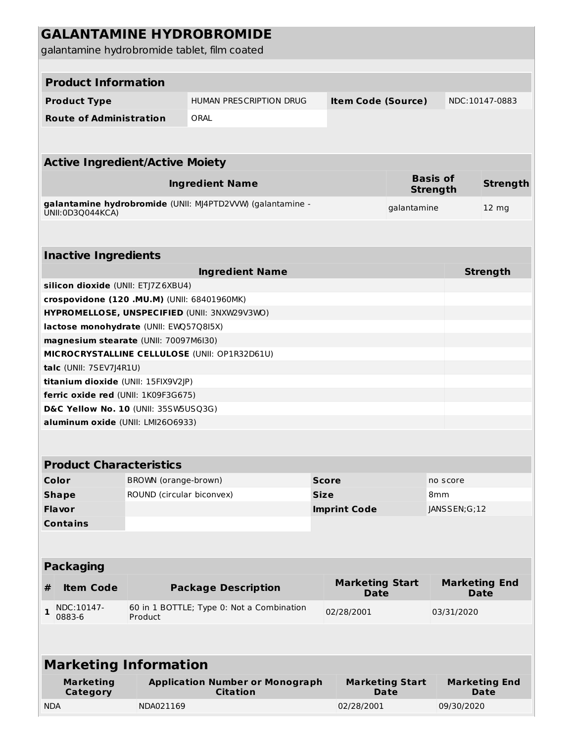# GALANTAMINE HYDROBROMIDE

galantamine hydrobromide tablet, film coated

## Product Information

| Product Type | HUMAN PRESCRIPTION DRUG | Item Code (Source) | NDC:10147-0883 |
|---|---|---|---|
| Route of Administration | ORAL | | |

## Active Ingredient/Active Moiety

| Ingredient Name | Basis of Strength | Strength |
|---|---|---|
| **galantamine hydrobromide** (UNII: MJ4PTD2VVW) (galantamine - UNII:0D3Q044KCA) | galantamine | 12 mg |

## Inactive Ingredients

| Ingredient Name | Strength |
|---|---|
| **silicon dioxide** (UNII: ETJ7Z6XBU4) | |
| **crospovidone (120 .MU.M)** (UNII: 68401960MK) | |
| **HYPROMELLOSE, UNSPECIFIED** (UNII: 3NXW29V3WO) | |
| **lactose monohydrate** (UNII: EWQ57Q8I5X) | |
| **magnesium stearate** (UNII: 70097M6I30) | |
| **MICROCRYSTALLINE CELLULOSE** (UNII: OP1R32D61U) | |
| **talc** (UNII: 7SEV7J4R1U) | |
| **titanium dioxide** (UNII: 15FIX9V2JP) | |
| **ferric oxide red** (UNII: 1K09F3G675) | |
| **D&C Yellow No. 10** (UNII: 35SW5USQ3G) | |
| **aluminum oxide** (UNII: LMI26O6933) | |

## Product Characteristics

| Color | BROWN (orange-brown) | Score | no score |
|---|---|---|---|
| Shape | ROUND (circular biconvex) | Size | 8mm |
| Flavor | | Imprint Code | JANSSEN;G;12 |
| Contains | | | |

## Packaging

| # | Item Code | Package Description | Marketing Start Date | Marketing End Date |
|---|---|---|---|---|
| 1 | NDC:10147-0883-6 | 60 in 1 BOTTLE; Type 0: Not a Combination Product | 02/28/2001 | 03/31/2020 |

## Marketing Information

| Marketing Category | Application Number or Monograph Citation | Marketing Start Date | Marketing End Date |
|---|---|---|---|
| NDA | NDA021169 | 02/28/2001 | 09/30/2020 |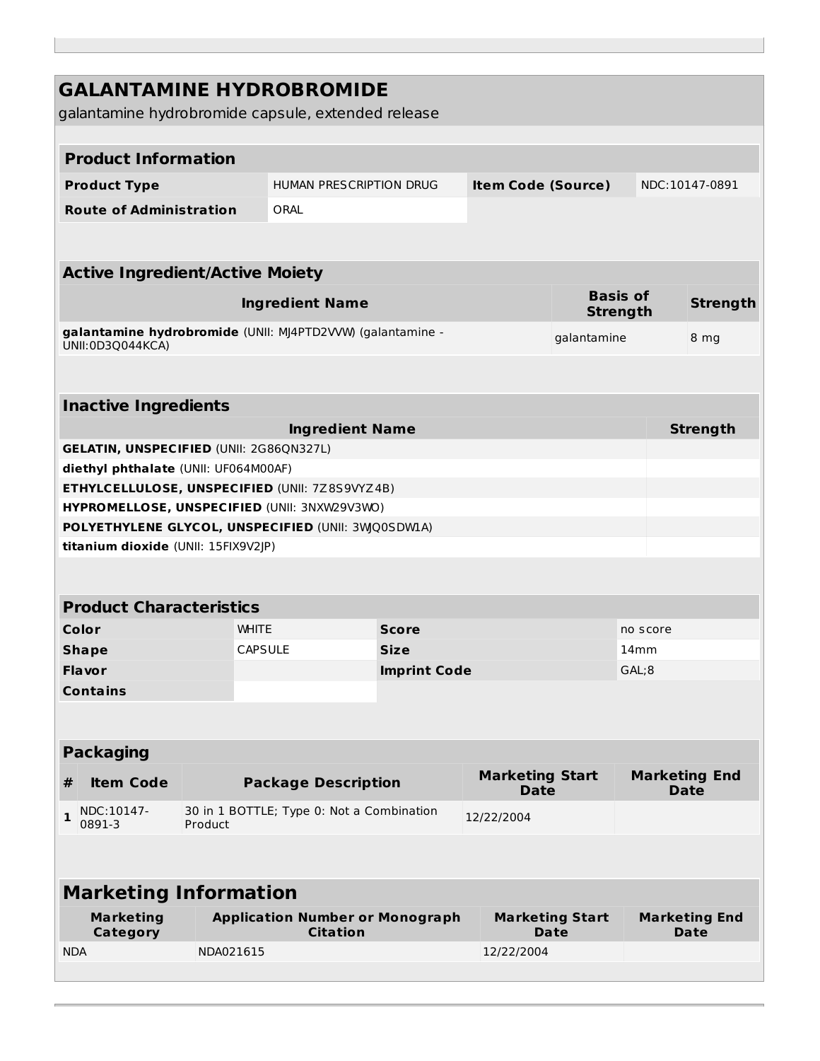# GALANTAMINE HYDROBROMIDE

galantamine hydrobromide capsule, extended release

## Product Information

| Product Type | HUMAN PRESCRIPTION DRUG | Item Code (Source) | NDC:10147-0891 |
|---|---|---|---|
| Route of Administration | ORAL | | |

## Active Ingredient/Active Moiety

| Ingredient Name | Basis of Strength | Strength |
|---|---|---|
| **galantamine hydrobromide** (UNII: MJ4PTD2VVW) (galantamine - UNII:0D3Q044KCA) | galantamine | 8 mg |

## Inactive Ingredients

| Ingredient Name | Strength |
|---|---|
| **GELATIN, UNSPECIFIED** (UNII: 2G86QN327L) | |
| **diethyl phthalate** (UNII: UF064M00AF) | |
| **ETHYLCELLULOSE, UNSPECIFIED** (UNII: 7Z8S9VYZ4B) | |
| **HYPROMELLOSE, UNSPECIFIED** (UNII: 3NXW29V3WO) | |
| **POLYETHYLENE GLYCOL, UNSPECIFIED** (UNII: 3WJQ0SDW1A) | |
| **titanium dioxide** (UNII: 15FIX9V2JP) | |

## Product Characteristics

| Color | WHITE | Score | no score |
|---|---|---|---|
| Shape | CAPSULE | Size | 14mm |
| Flavor | | Imprint Code | GAL;8 |
| Contains | | | |

## Packaging

| # | Item Code | Package Description | Marketing Start Date | Marketing End Date |
|---|---|---|---|---|
| 1 | NDC:10147-0891-3 | 30 in 1 BOTTLE; Type 0: Not a Combination Product | 12/22/2004 | |

## Marketing Information

| Marketing Category | Application Number or Monograph Citation | Marketing Start Date | Marketing End Date |
|---|---|---|---|
| NDA | NDA021615 | 12/22/2004 | |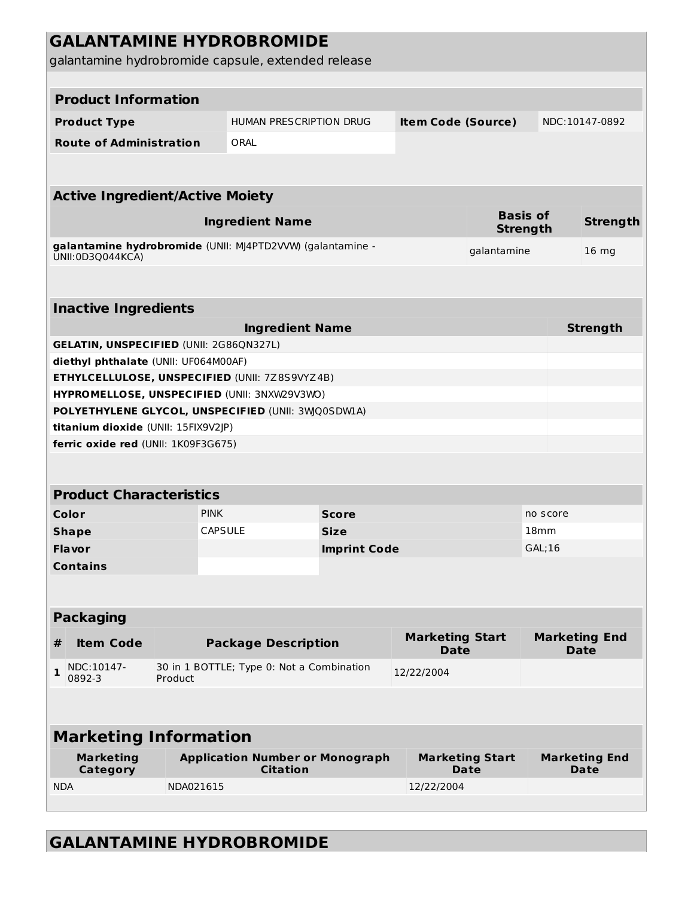# GALANTAMINE HYDROBROMIDE

galantamine hydrobromide capsule, extended release

| Product Information | | | |
|---|---|---|---|
| **Product Type** | HUMAN PRESCRIPTION DRUG | **Item Code (Source)** | NDC:10147-0892 |
| **Route of Administration** | ORAL | | |

| Active Ingredient/Active Moiety | | |
|---|---|---|
| **Ingredient Name** | **Basis of Strength** | **Strength** |
| **galantamine hydrobromide** (UNII: MJ4PTD2VVW) (galantamine - UNII:0D3Q044KCA) | galantamine | 16 mg |

| Inactive Ingredients | |
|---|---|
| **Ingredient Name** | **Strength** |
| **GELATIN, UNSPECIFIED** (UNII: 2G86QN327L) | |
| **diethyl phthalate** (UNII: UF064M00AF) | |
| **ETHYLCELLULOSE, UNSPECIFIED** (UNII: 7Z8S9VYZ4B) | |
| **HYPROMELLOSE, UNSPECIFIED** (UNII: 3NXW29V3WO) | |
| **POLYETHYLENE GLYCOL, UNSPECIFIED** (UNII: 3WJQ0SDW1A) | |
| **titanium dioxide** (UNII: 15FIX9V2JP) | |
| **ferric oxide red** (UNII: 1K09F3G675) | |

| Product Characteristics | | | |
|---|---|---|---|
| **Color** | PINK | **Score** | no score |
| **Shape** | CAPSULE | **Size** | 18mm |
| **Flavor** | | **Imprint Code** | GAL;16 |
| **Contains** | | | |

| Packaging | | | | |
|---|---|---|---|---|
| **#** | **Item Code** | **Package Description** | **Marketing Start Date** | **Marketing End Date** |
| **1** | NDC:10147-0892-3 | 30 in 1 BOTTLE; Type 0: Not a Combination Product | 12/22/2004 | |

| Marketing Information | | | |
|---|---|---|---|
| **Marketing Category** | **Application Number or Monograph Citation** | **Marketing Start Date** | **Marketing End Date** |
| NDA | NDA021615 | 12/22/2004 | |

# GALANTAMINE HYDROBROMIDE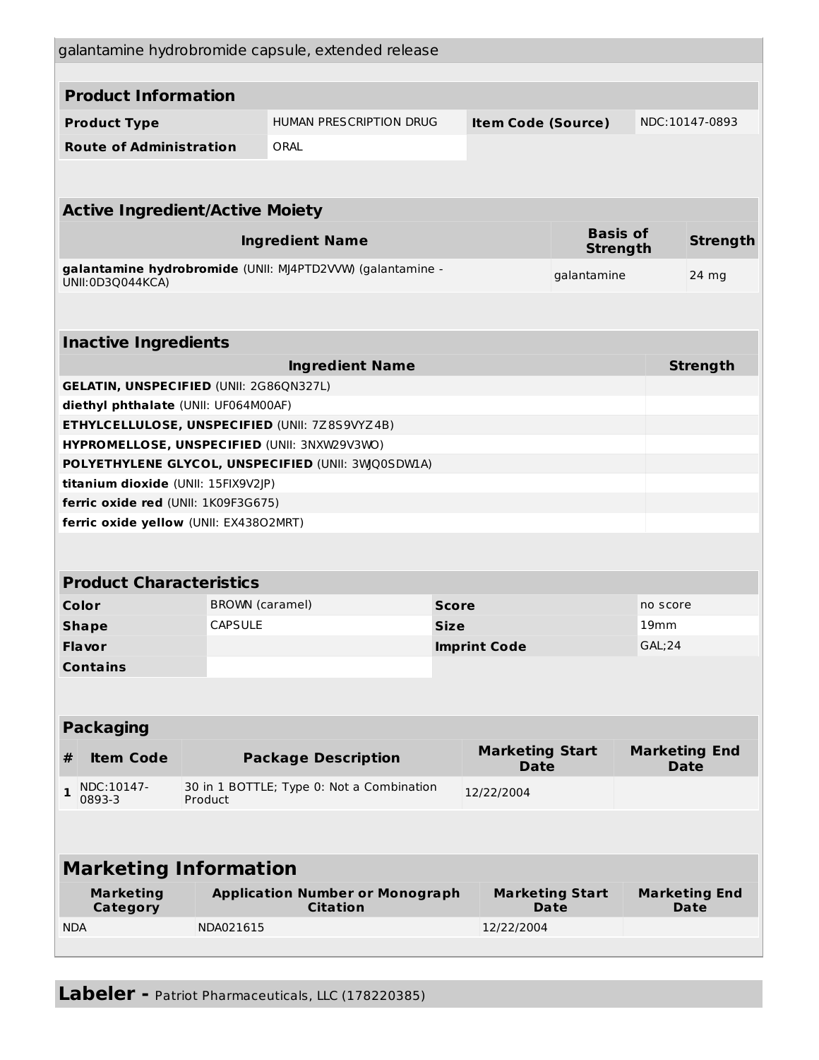galantamine hydrobromide capsule, extended release

## Product Information

| Product Type | HUMAN PRESCRIPTION DRUG | Item Code (Source) | NDC:10147-0893 |
|---|---|---|---|
| Route of Administration | ORAL | | |

## Active Ingredient/Active Moiety

| Ingredient Name | Basis of Strength | Strength |
|---|---|---|
| **galantamine hydrobromide** (UNII: MJ4PTD2VVW) (galantamine - UNII:0D3Q044KCA) | galantamine | 24 mg |

## Inactive Ingredients

| Ingredient Name | Strength |
|---|---|
| **GELATIN, UNSPECIFIED** (UNII: 2G86QN327L) | |
| **diethyl phthalate** (UNII: UF064M00AF) | |
| **ETHYLCELLULOSE, UNSPECIFIED** (UNII: 7Z8S9VYZ4B) | |
| **HYPROMELLOSE, UNSPECIFIED** (UNII: 3NXW29V3WO) | |
| **POLYETHYLENE GLYCOL, UNSPECIFIED** (UNII: 3WJQ0SDW1A) | |
| **titanium dioxide** (UNII: 15FIX9V2JP) | |
| **ferric oxide red** (UNII: 1K09F3G675) | |
| **ferric oxide yellow** (UNII: EX438O2MRT) | |

## Product Characteristics

| Color | BROWN (caramel) | Score | no score |
|---|---|---|---|
| Shape | CAPSULE | Size | 19mm |
| Flavor | | Imprint Code | GAL;24 |
| Contains | | | |

## Packaging

| # | Item Code | Package Description | Marketing Start Date | Marketing End Date |
|---|---|---|---|---|
| 1 | NDC:10147-0893-3 | 30 in 1 BOTTLE; Type 0: Not a Combination Product | 12/22/2004 | |

## Marketing Information

| Marketing Category | Application Number or Monograph Citation | Marketing Start Date | Marketing End Date |
|---|---|---|---|
| NDA | NDA021615 | 12/22/2004 | |

**Labeler -** Patriot Pharmaceuticals, LLC (178220385)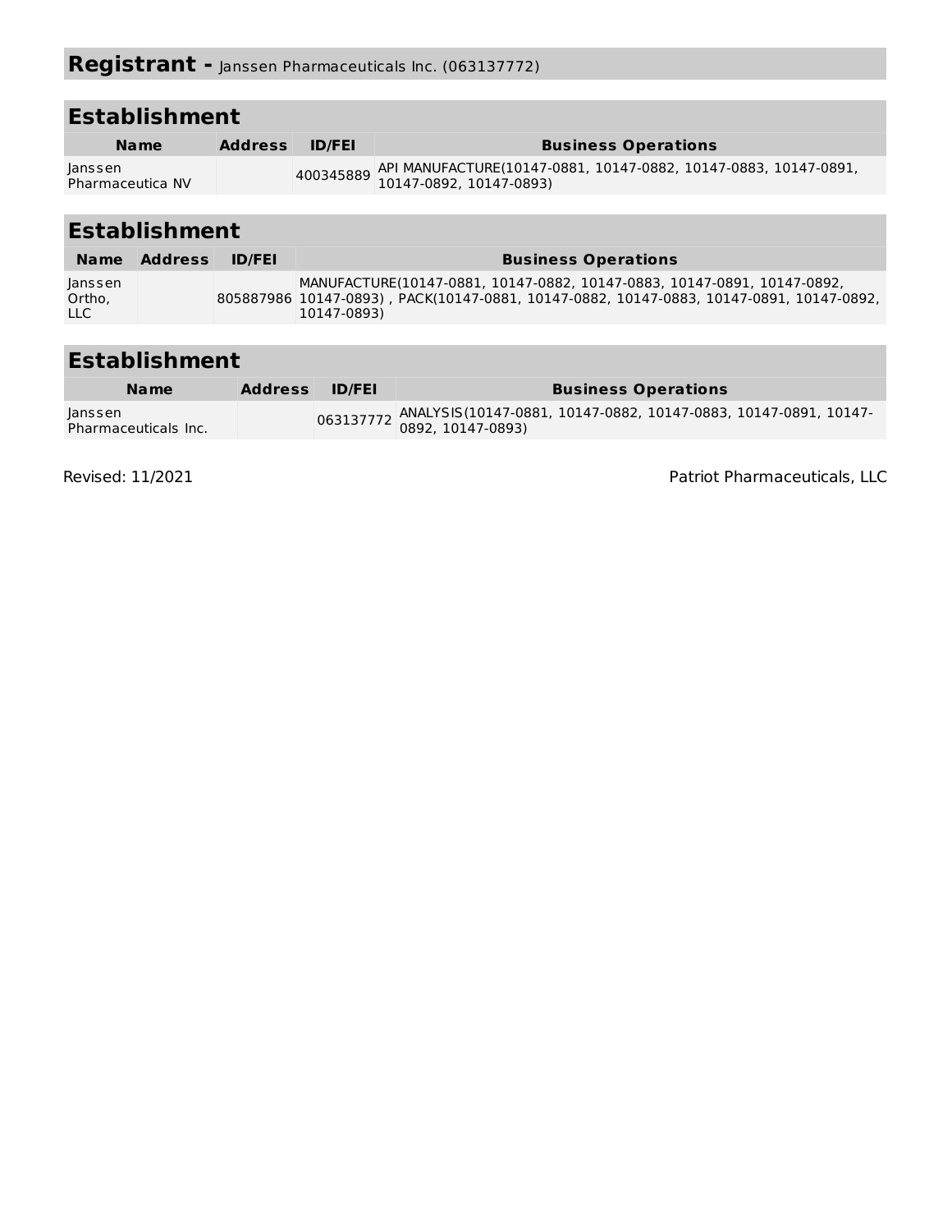## Registrant - Janssen Pharmaceuticals Inc. (063137772)

## Establishment

| Name | Address | ID/FEI | Business Operations |
|---|---|---|---|
| Janssen Pharmaceutica NV | | 400345889 | API MANUFACTURE(10147-0881, 10147-0882, 10147-0883, 10147-0891, 10147-0892, 10147-0893) |

## Establishment

| Name | Address | ID/FEI | Business Operations |
|---|---|---|---|
| Janssen Ortho, LLC | | 805887986 | MANUFACTURE(10147-0881, 10147-0882, 10147-0883, 10147-0891, 10147-0892, 10147-0893) , PACK(10147-0881, 10147-0882, 10147-0883, 10147-0891, 10147-0892, 10147-0893) |

## Establishment

| Name | Address | ID/FEI | Business Operations |
|---|---|---|---|
| Janssen Pharmaceuticals Inc. | | 063137772 | ANALYSIS(10147-0881, 10147-0882, 10147-0883, 10147-0891, 10147-0892, 10147-0893) |

Revised: 11/2021

Patriot Pharmaceuticals, LLC